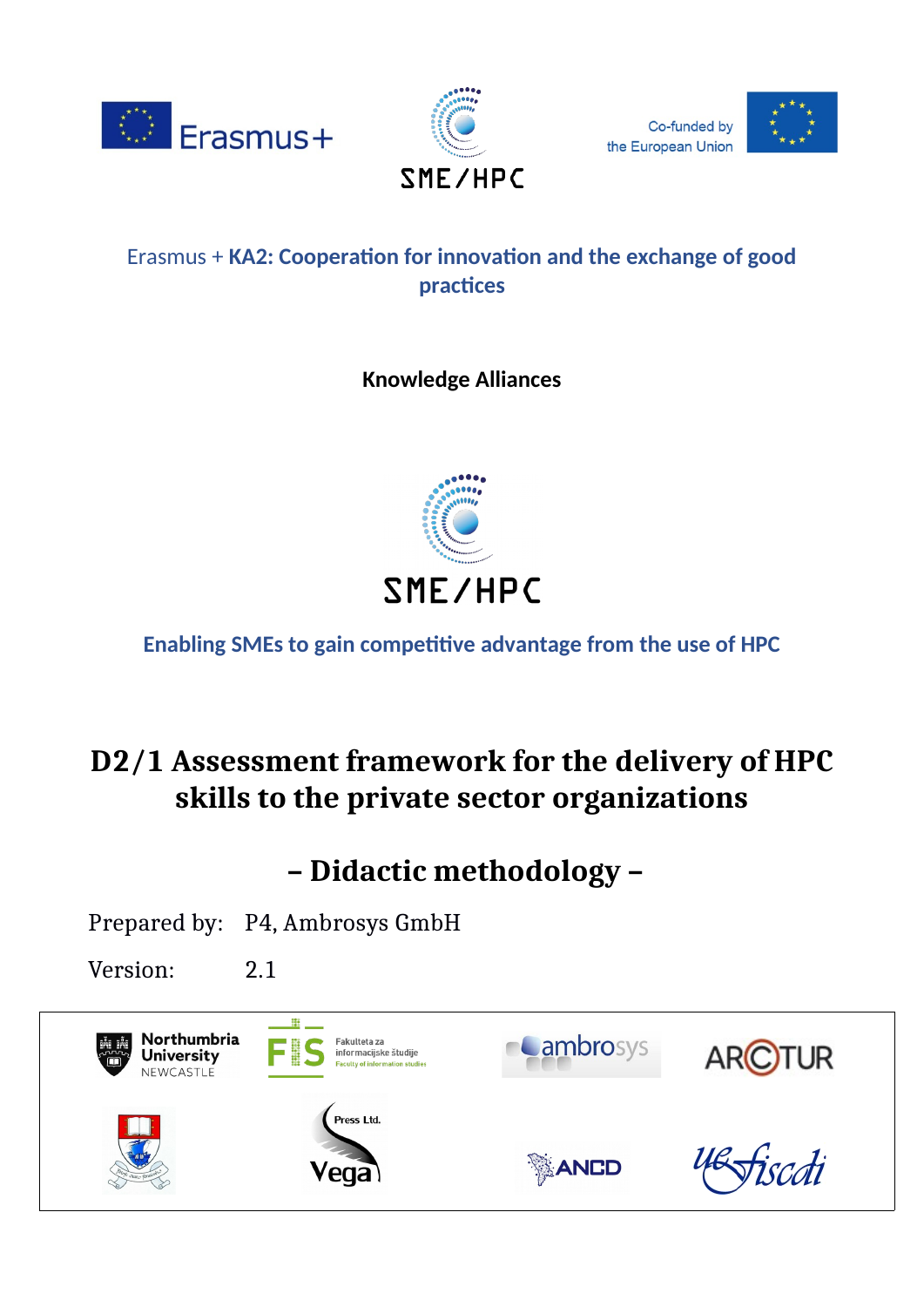Erasmus + **KA2: Cooperation for innovation and the exchange of good practices**

**Knowledge Alliances**

SME/HPC

**Enabling SMEs to gain competitive advantage from the use of HPC**

# D2/1 Assessment framework for the delivery of HPC skills to the private sector organizations

# – Didactic methodology –

Prepared by: P4, Ambrosys GmbH

Version: 2.1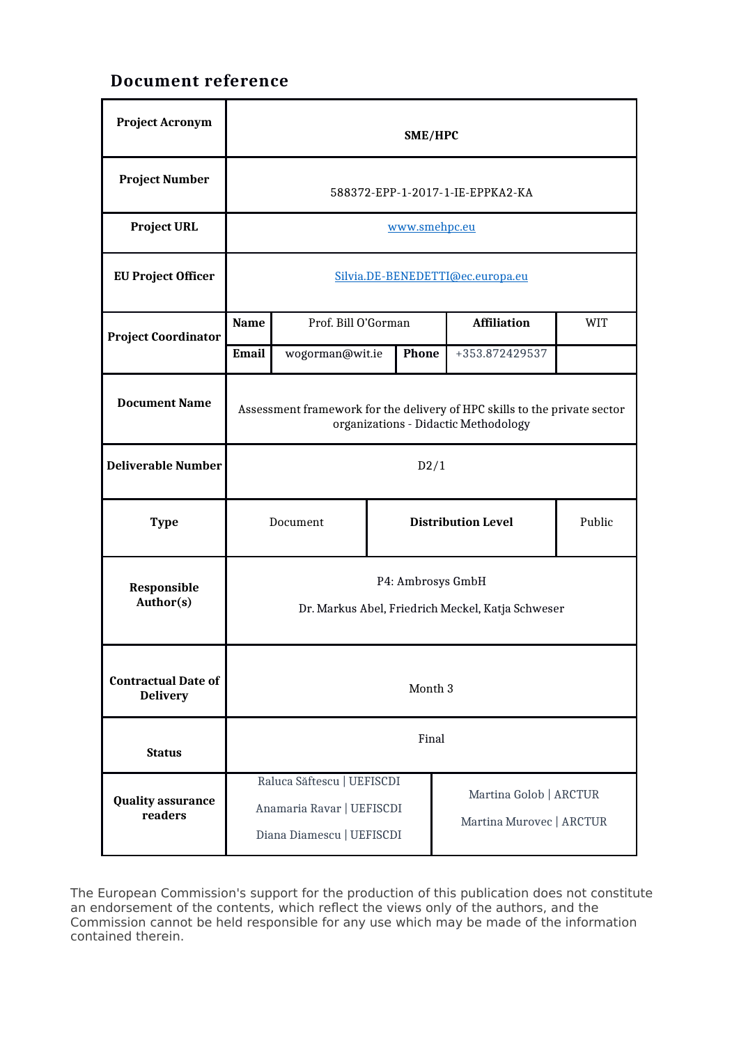## Document reference

| | | | | | |
|---|---|---|---|---|---|
| **Project Acronym** | **SME/HPC** | | | | |
| **Project Number** | 588372-EPP-1-2017-1-IE-EPPKA2-KA | | | | |
| **Project URL** | www.smehpc.eu | | | | |
| **EU Project Officer** | Silvia.DE-BENEDETTI@ec.europa.eu | | | | |
| **Project Coordinator** | **Name** | Prof. Bill O'Gorman | | **Affiliation** | WIT |
| | **Email** | wogorman@wit.ie | **Phone** | +353.872429537 | |
| **Document Name** | Assessment framework for the delivery of HPC skills to the private sector organizations - Didactic Methodology | | | | |
| **Deliverable Number** | D2/1 | | | | |
| **Type** | Document | | **Distribution Level** | | Public |
| **Responsible Author(s)** | P4: Ambrosys GmbH<br>Dr. Markus Abel, Friedrich Meckel, Katja Schweser | | | | |
| **Contractual Date of Delivery** | Month 3 | | | | |
| **Status** | Final | | | | |
| **Quality assurance readers** | Raluca Săftescu \| UEFISCDI<br>Anamaria Ravar \| UEFISCDI<br>Diana Diamescu \| UEFISCDI | | | Martina Golob \| ARCTUR<br>Martina Murovec \| ARCTUR | |

The European Commission's support for the production of this publication does not constitute an endorsement of the contents, which reflect the views only of the authors, and the Commission cannot be held responsible for any use which may be made of the information contained therein.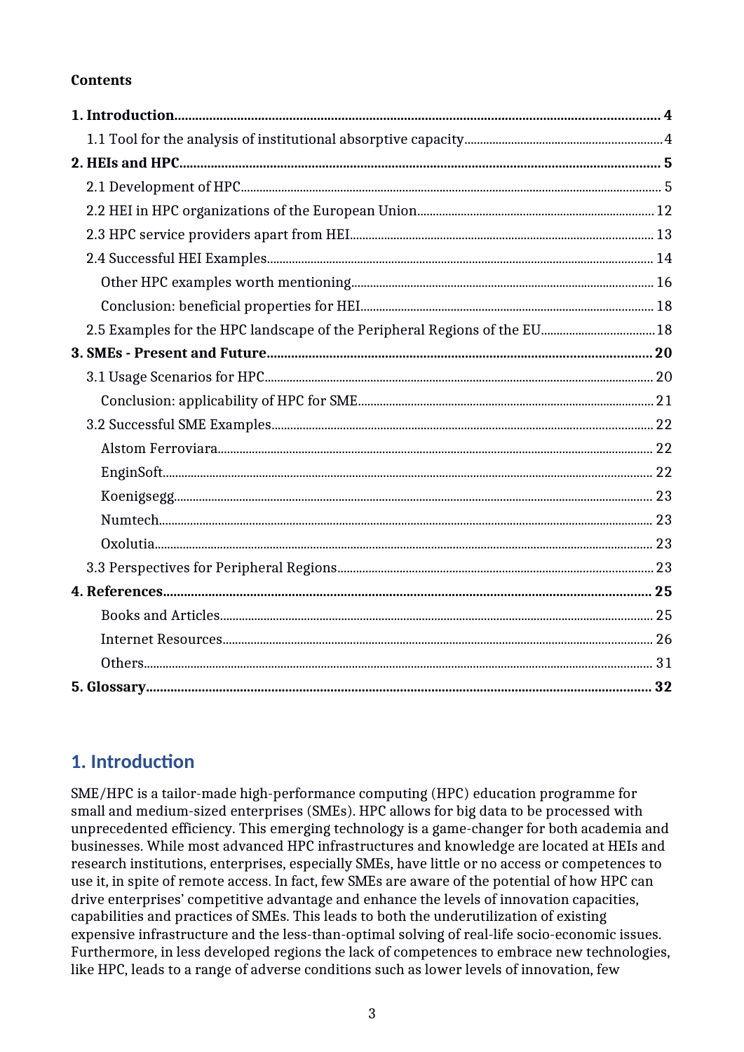**Contents**

**1. Introduction** .......... **4**

1.1 Tool for the analysis of institutional absorptive capacity .......... 4

**2. HEIs and HPC** .......... **5**

2.1 Development of HPC .......... 5

2.2 HEI in HPC organizations of the European Union .......... 12

2.3 HPC service providers apart from HEI .......... 13

2.4 Successful HEI Examples .......... 14

Other HPC examples worth mentioning .......... 16

Conclusion: beneficial properties for HEI .......... 18

2.5 Examples for the HPC landscape of the Peripheral Regions of the EU .......... 18

**3. SMEs - Present and Future** .......... **20**

3.1 Usage Scenarios for HPC .......... 20

Conclusion: applicability of HPC for SME .......... 21

3.2 Successful SME Examples .......... 22

Alstom Ferroviara .......... 22

EnginSoft .......... 22

Koenigsegg .......... 23

Numtech .......... 23

Oxolutia .......... 23

3.3 Perspectives for Peripheral Regions .......... 23

**4. References** .......... **25**

Books and Articles .......... 25

Internet Resources .......... 26

Others .......... 31

**5. Glossary** .......... **32**

# 1. Introduction

SME/HPC is a tailor-made high-performance computing (HPC) education programme for small and medium-sized enterprises (SMEs). HPC allows for big data to be processed with unprecedented efficiency. This emerging technology is a game-changer for both academia and businesses. While most advanced HPC infrastructures and knowledge are located at HEIs and research institutions, enterprises, especially SMEs, have little or no access or competences to use it, in spite of remote access. In fact, few SMEs are aware of the potential of how HPC can drive enterprises' competitive advantage and enhance the levels of innovation capacities, capabilities and practices of SMEs. This leads to both the underutilization of existing expensive infrastructure and the less-than-optimal solving of real-life socio-economic issues. Furthermore, in less developed regions the lack of competences to embrace new technologies, like HPC, leads to a range of adverse conditions such as lower levels of innovation, few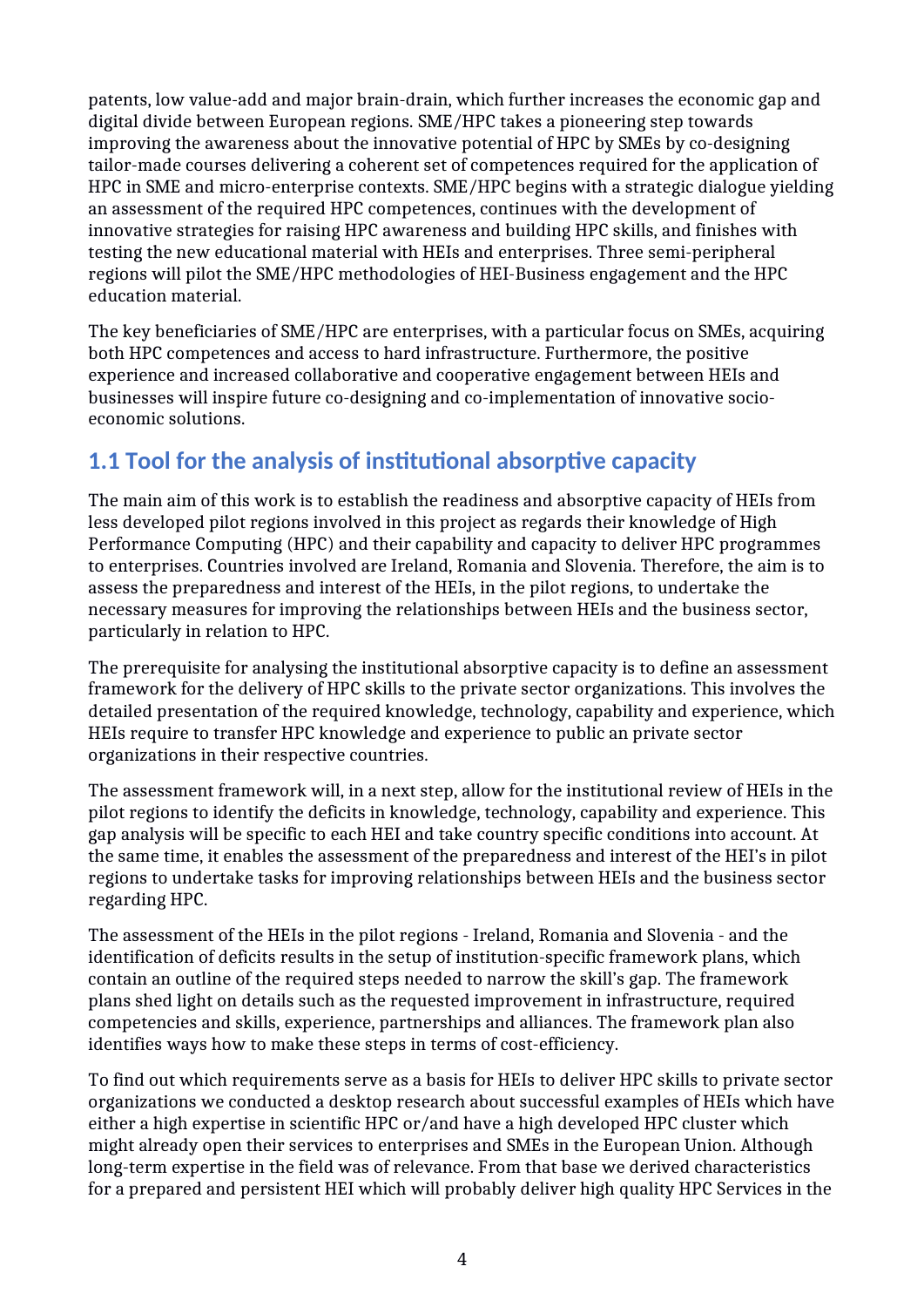patents, low value-add and major brain-drain, which further increases the economic gap and digital divide between European regions. SME/HPC takes a pioneering step towards improving the awareness about the innovative potential of HPC by SMEs by co-designing tailor-made courses delivering a coherent set of competences required for the application of HPC in SME and micro-enterprise contexts. SME/HPC begins with a strategic dialogue yielding an assessment of the required HPC competences, continues with the development of innovative strategies for raising HPC awareness and building HPC skills, and finishes with testing the new educational material with HEIs and enterprises. Three semi-peripheral regions will pilot the SME/HPC methodologies of HEI-Business engagement and the HPC education material.

The key beneficiaries of SME/HPC are enterprises, with a particular focus on SMEs, acquiring both HPC competences and access to hard infrastructure. Furthermore, the positive experience and increased collaborative and cooperative engagement between HEIs and businesses will inspire future co-designing and co-implementation of innovative socio-economic solutions.

## 1.1 Tool for the analysis of institutional absorptive capacity

The main aim of this work is to establish the readiness and absorptive capacity of HEIs from less developed pilot regions involved in this project as regards their knowledge of High Performance Computing (HPC) and their capability and capacity to deliver HPC programmes to enterprises. Countries involved are Ireland, Romania and Slovenia. Therefore, the aim is to assess the preparedness and interest of the HEIs, in the pilot regions, to undertake the necessary measures for improving the relationships between HEIs and the business sector, particularly in relation to HPC.

The prerequisite for analysing the institutional absorptive capacity is to define an assessment framework for the delivery of HPC skills to the private sector organizations. This involves the detailed presentation of the required knowledge, technology, capability and experience, which HEIs require to transfer HPC knowledge and experience to public an private sector organizations in their respective countries.

The assessment framework will, in a next step, allow for the institutional review of HEIs in the pilot regions to identify the deficits in knowledge, technology, capability and experience. This gap analysis will be specific to each HEI and take country specific conditions into account. At the same time, it enables the assessment of the preparedness and interest of the HEI's in pilot regions to undertake tasks for improving relationships between HEIs and the business sector regarding HPC.

The assessment of the HEIs in the pilot regions - Ireland, Romania and Slovenia - and the identification of deficits results in the setup of institution-specific framework plans, which contain an outline of the required steps needed to narrow the skill's gap. The framework plans shed light on details such as the requested improvement in infrastructure, required competencies and skills, experience, partnerships and alliances. The framework plan also identifies ways how to make these steps in terms of cost-efficiency.

To find out which requirements serve as a basis for HEIs to deliver HPC skills to private sector organizations we conducted a desktop research about successful examples of HEIs which have either a high expertise in scientific HPC or/and have a high developed HPC cluster which might already open their services to enterprises and SMEs in the European Union. Although long-term expertise in the field was of relevance. From that base we derived characteristics for a prepared and persistent HEI which will probably deliver high quality HPC Services in the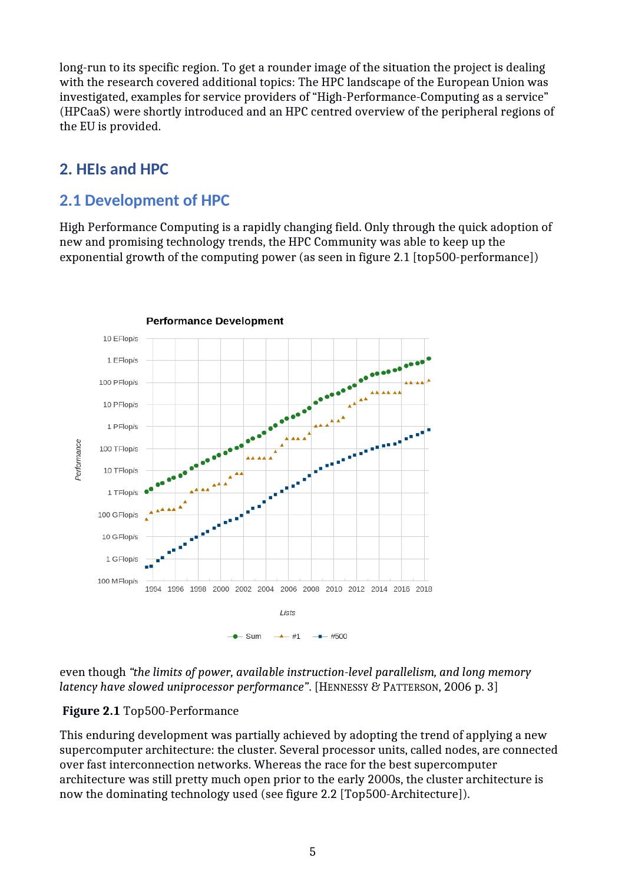long-run to its specific region. To get a rounder image of the situation the project is dealing with the research covered additional topics: The HPC landscape of the European Union was investigated, examples for service providers of “High-Performance-Computing as a service” (HPCaaS) were shortly introduced and an HPC centred overview of the peripheral regions of the EU is provided.

# 2. HEIs and HPC

## 2.1 Development of HPC

High Performance Computing is a rapidly changing field. Only through the quick adoption of new and promising technology trends, the HPC Community was able to keep up the exponential growth of the computing power (as seen in figure 2.1 [top500-performance])

even though *“the limits of power, available instruction-level parallelism, and long memory latency have slowed uniprocessor performance”*. [HENNESSY & PATTERSON, 2006 p. 3]

**Figure 2.1** Top500-Performance

This enduring development was partially achieved by adopting the trend of applying a new supercomputer architecture: the cluster. Several processor units, called nodes, are connected over fast interconnection networks. Whereas the race for the best supercomputer architecture was still pretty much open prior to the early 2000s, the cluster architecture is now the dominating technology used (see figure 2.2 [Top500-Architecture]).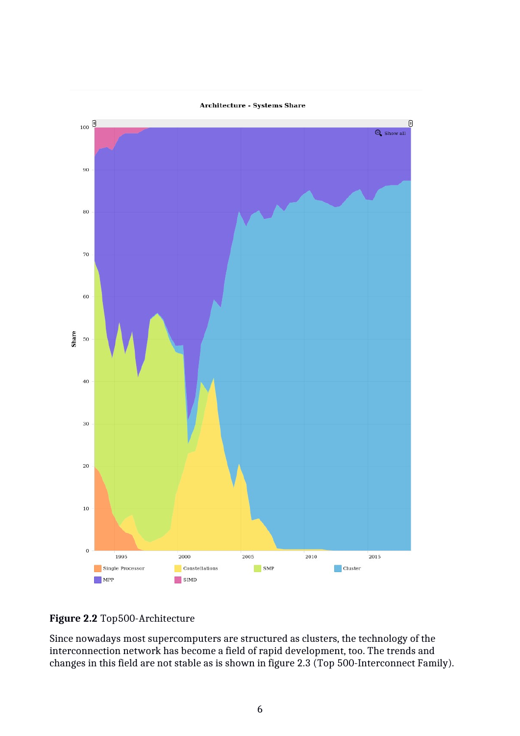**Figure 2.2** Top500-Architecture

Since nowadays most supercomputers are structured as clusters, the technology of the interconnection network has become a field of rapid development, too. The trends and changes in this field are not stable as is shown in figure 2.3 (Top 500-Interconnect Family).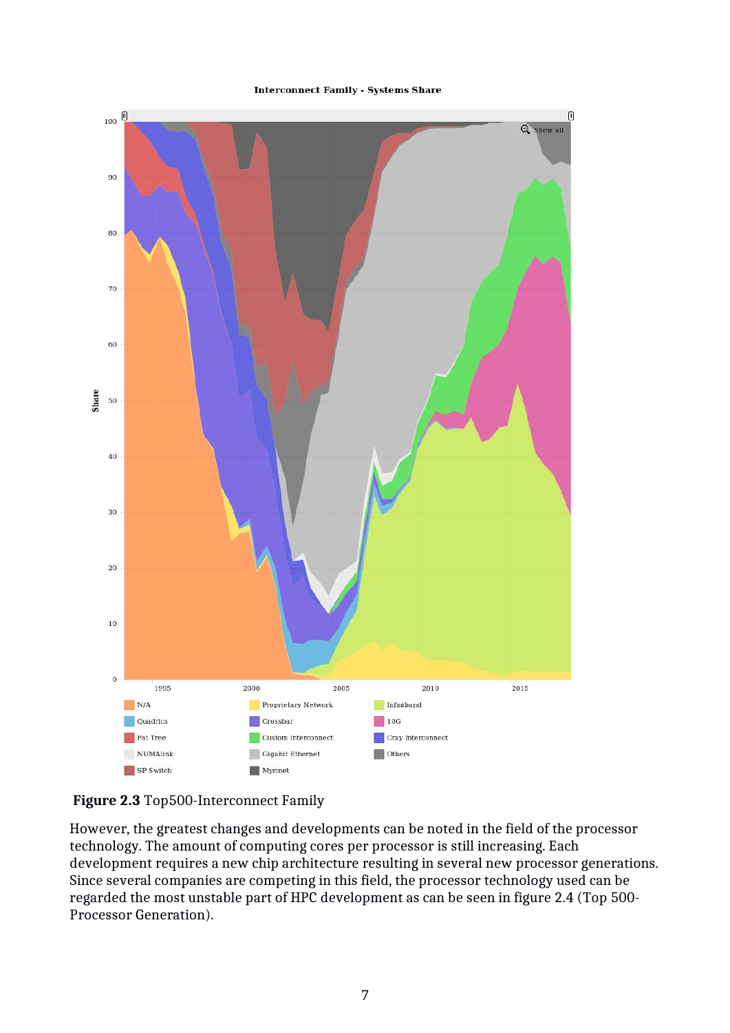**Figure 2.3** Top500-Interconnect Family

However, the greatest changes and developments can be noted in the field of the processor technology. The amount of computing cores per processor is still increasing. Each development requires a new chip architecture resulting in several new processor generations. Since several companies are competing in this field, the processor technology used can be regarded the most unstable part of HPC development as can be seen in figure 2.4 (Top 500-Processor Generation).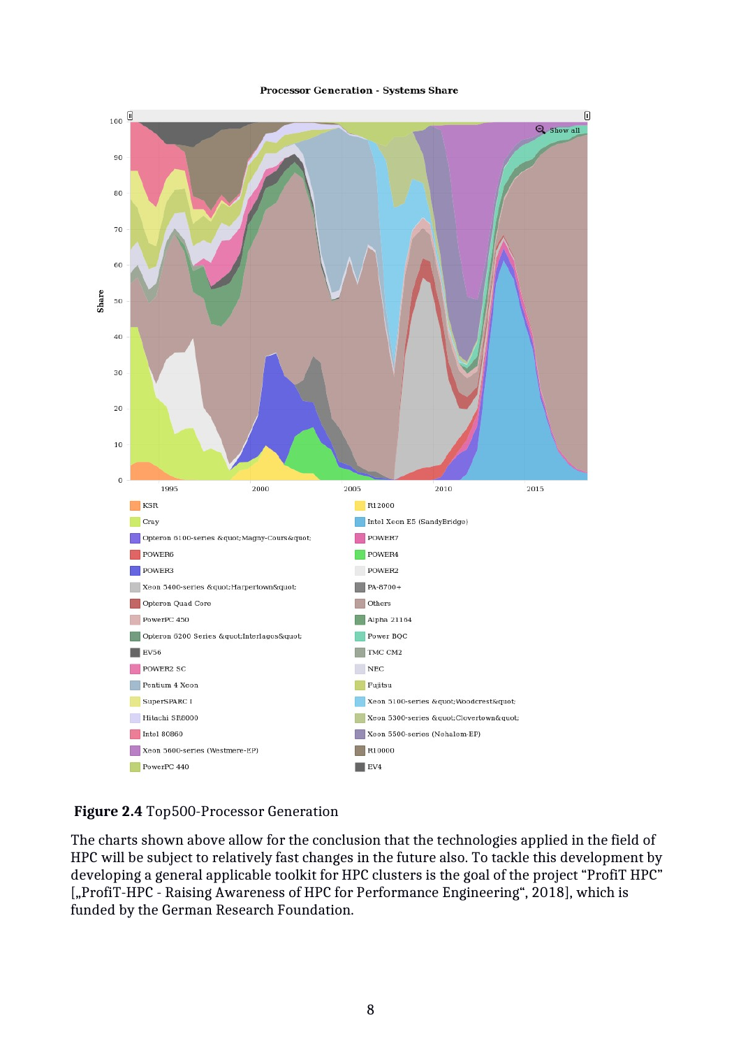**Figure 2.4** Top500-Processor Generation

The charts shown above allow for the conclusion that the technologies applied in the field of HPC will be subject to relatively fast changes in the future also. To tackle this development by developing a general applicable toolkit for HPC clusters is the goal of the project "ProfiT HPC" [„ProfiT-HPC - Raising Awareness of HPC for Performance Engineering", 2018], which is funded by the German Research Foundation.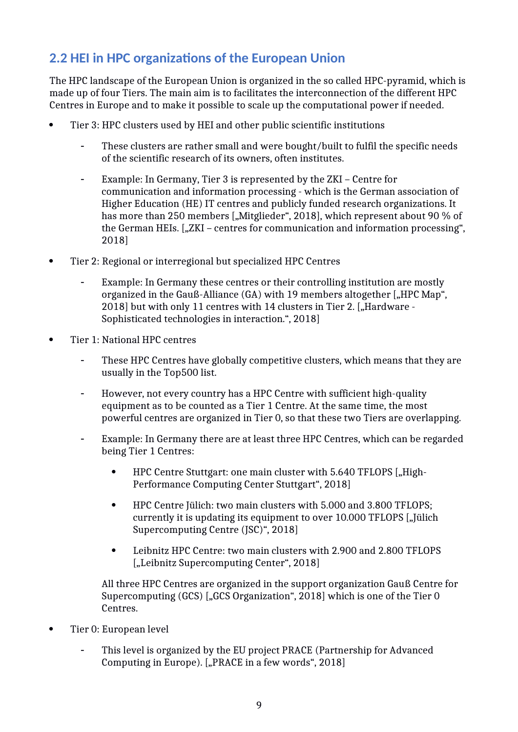## 2.2 HEI in HPC organizations of the European Union

The HPC landscape of the European Union is organized in the so called HPC-pyramid, which is made up of four Tiers. The main aim is to facilitates the interconnection of the different HPC Centres in Europe and to make it possible to scale up the computational power if needed.

- Tier 3: HPC clusters used by HEI and other public scientific institutions
  - These clusters are rather small and were bought/built to fulfil the specific needs of the scientific research of its owners, often institutes.
  - Example: In Germany, Tier 3 is represented by the ZKI – Centre for communication and information processing - which is the German association of Higher Education (HE) IT centres and publicly funded research organizations. It has more than 250 members [„Mitglieder", 2018], which represent about 90 % of the German HEIs. [„ZKI – centres for communication and information processing", 2018]
- Tier 2: Regional or interregional but specialized HPC Centres
  - Example: In Germany these centres or their controlling institution are mostly organized in the Gauß-Alliance (GA) with 19 members altogether [„HPC Map", 2018] but with only 11 centres with 14 clusters in Tier 2. [„Hardware - Sophisticated technologies in interaction.", 2018]
- Tier 1: National HPC centres
  - These HPC Centres have globally competitive clusters, which means that they are usually in the Top500 list.
  - However, not every country has a HPC Centre with sufficient high-quality equipment as to be counted as a Tier 1 Centre. At the same time, the most powerful centres are organized in Tier 0, so that these two Tiers are overlapping.
  - Example: In Germany there are at least three HPC Centres, which can be regarded being Tier 1 Centres:
    - HPC Centre Stuttgart: one main cluster with 5.640 TFLOPS [„High-Performance Computing Center Stuttgart", 2018]
    - HPC Centre Jülich: two main clusters with 5.000 and 3.800 TFLOPS; currently it is updating its equipment to over 10.000 TFLOPS [„Jülich Supercomputing Centre (JSC)", 2018]
    - Leibnitz HPC Centre: two main clusters with 2.900 and 2.800 TFLOPS [„Leibnitz Supercomputing Center", 2018]

    All three HPC Centres are organized in the support organization Gauß Centre for Supercomputing (GCS) [„GCS Organization", 2018] which is one of the Tier 0 Centres.
- Tier 0: European level
  - This level is organized by the EU project PRACE (Partnership for Advanced Computing in Europe). [„PRACE in a few words", 2018]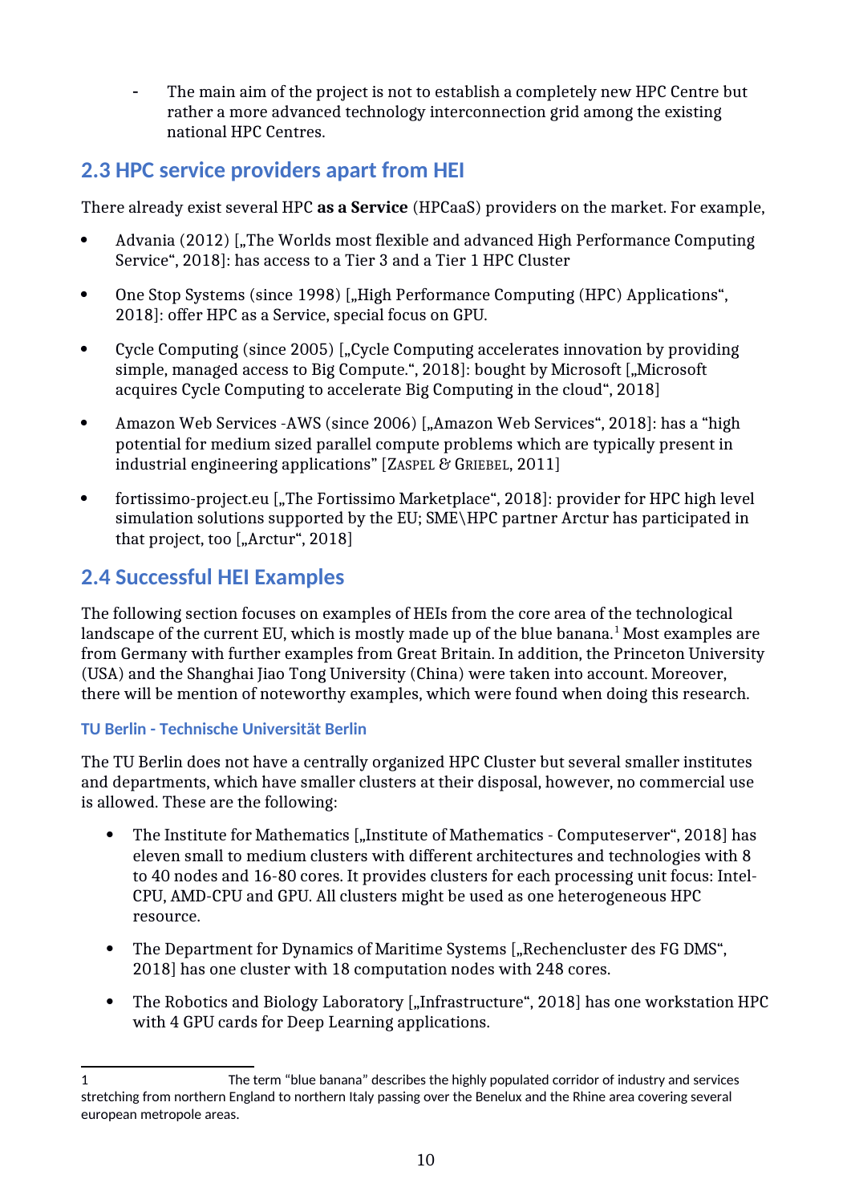- The main aim of the project is not to establish a completely new HPC Centre but rather a more advanced technology interconnection grid among the existing national HPC Centres.

## 2.3 HPC service providers apart from HEI

There already exist several HPC **as a Service** (HPCaaS) providers on the market. For example,

- Advania (2012) [„The Worlds most flexible and advanced High Performance Computing Service", 2018]: has access to a Tier 3 and a Tier 1 HPC Cluster
- One Stop Systems (since 1998) [„High Performance Computing (HPC) Applications", 2018]: offer HPC as a Service, special focus on GPU.
- Cycle Computing (since 2005) [„Cycle Computing accelerates innovation by providing simple, managed access to Big Compute.", 2018]: bought by Microsoft [„Microsoft acquires Cycle Computing to accelerate Big Computing in the cloud", 2018]
- Amazon Web Services -AWS (since 2006) [„Amazon Web Services", 2018]: has a "high potential for medium sized parallel compute problems which are typically present in industrial engineering applications" [ZASPEL & GRIEBEL, 2011]
- fortissimo-project.eu [„The Fortissimo Marketplace", 2018]: provider for HPC high level simulation solutions supported by the EU; SME\HPC partner Arctur has participated in that project, too [„Arctur", 2018]

## 2.4 Successful HEI Examples

The following section focuses on examples of HEIs from the core area of the technological landscape of the current EU, which is mostly made up of the blue banana.[1] Most examples are from Germany with further examples from Great Britain. In addition, the Princeton University (USA) and the Shanghai Jiao Tong University (China) were taken into account. Moreover, there will be mention of noteworthy examples, which were found when doing this research.

### TU Berlin - Technische Universität Berlin

The TU Berlin does not have a centrally organized HPC Cluster but several smaller institutes and departments, which have smaller clusters at their disposal, however, no commercial use is allowed. These are the following:

- The Institute for Mathematics [„Institute of Mathematics - Computeserver", 2018] has eleven small to medium clusters with different architectures and technologies with 8 to 40 nodes and 16-80 cores. It provides clusters for each processing unit focus: Intel-CPU, AMD-CPU and GPU. All clusters might be used as one heterogeneous HPC resource.
- The Department for Dynamics of Maritime Systems [„Rechencluster des FG DMS", 2018] has one cluster with 18 computation nodes with 248 cores.
- The Robotics and Biology Laboratory [„Infrastructure", 2018] has one workstation HPC with 4 GPU cards for Deep Learning applications.

---

[1] The term "blue banana" describes the highly populated corridor of industry and services stretching from northern England to northern Italy passing over the Benelux and the Rhine area covering several european metropole areas.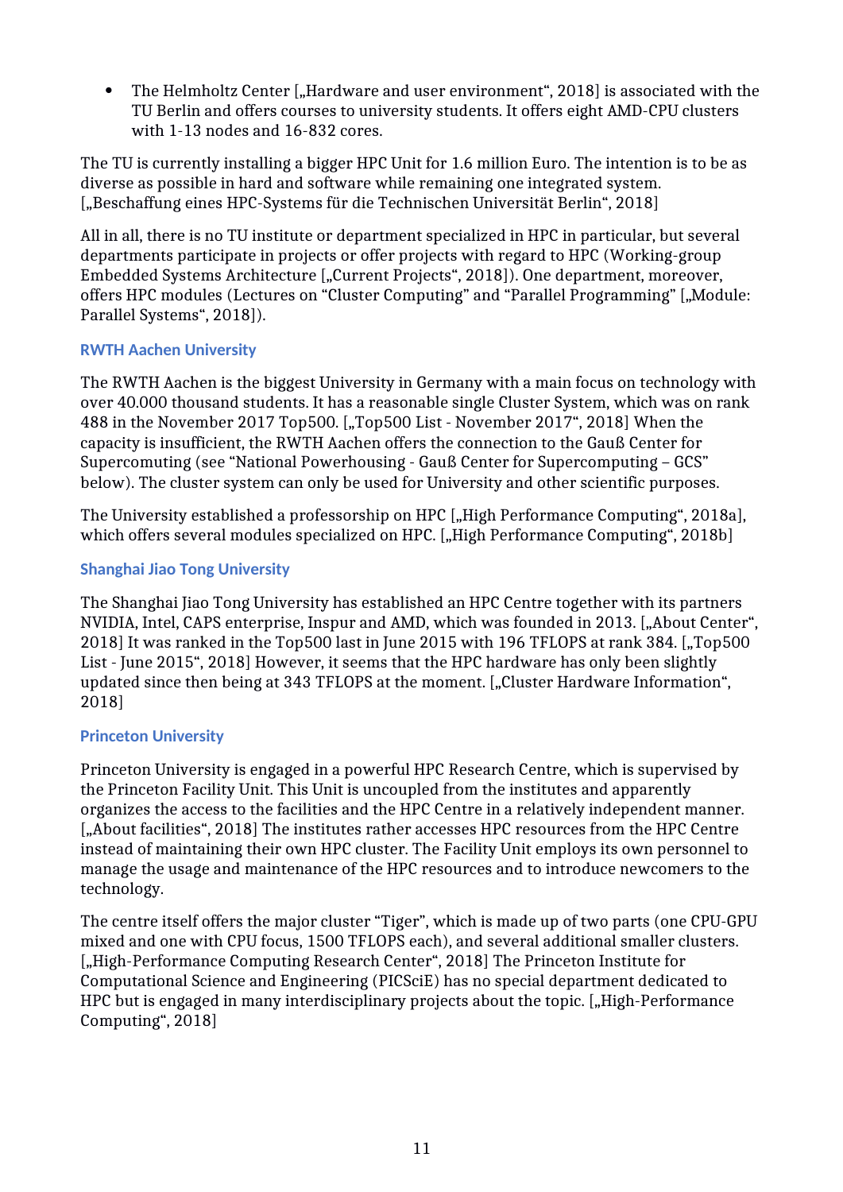- The Helmholtz Center [„Hardware and user environment“, 2018] is associated with the TU Berlin and offers courses to university students. It offers eight AMD-CPU clusters with 1-13 nodes and 16-832 cores.

The TU is currently installing a bigger HPC Unit for 1.6 million Euro. The intention is to be as diverse as possible in hard and software while remaining one integrated system. [„Beschaffung eines HPC-Systems für die Technischen Universität Berlin“, 2018]

All in all, there is no TU institute or department specialized in HPC in particular, but several departments participate in projects or offer projects with regard to HPC (Working-group Embedded Systems Architecture [„Current Projects“, 2018]). One department, moreover, offers HPC modules (Lectures on "Cluster Computing" and "Parallel Programming" [„Module: Parallel Systems“, 2018]).

### RWTH Aachen University

The RWTH Aachen is the biggest University in Germany with a main focus on technology with over 40.000 thousand students. It has a reasonable single Cluster System, which was on rank 488 in the November 2017 Top500. [„Top500 List - November 2017“, 2018] When the capacity is insufficient, the RWTH Aachen offers the connection to the Gauß Center for Supercomuting (see "National Powerhousing - Gauß Center for Supercomputing – GCS" below). The cluster system can only be used for University and other scientific purposes.

The University established a professorship on HPC [„High Performance Computing“, 2018a], which offers several modules specialized on HPC. [„High Performance Computing“, 2018b]

### Shanghai Jiao Tong University

The Shanghai Jiao Tong University has established an HPC Centre together with its partners NVIDIA, Intel, CAPS enterprise, Inspur and AMD, which was founded in 2013. [„About Center“, 2018] It was ranked in the Top500 last in June 2015 with 196 TFLOPS at rank 384. [„Top500 List - June 2015“, 2018] However, it seems that the HPC hardware has only been slightly updated since then being at 343 TFLOPS at the moment. [„Cluster Hardware Information“, 2018]

### Princeton University

Princeton University is engaged in a powerful HPC Research Centre, which is supervised by the Princeton Facility Unit. This Unit is uncoupled from the institutes and apparently organizes the access to the facilities and the HPC Centre in a relatively independent manner. [„About facilities“, 2018] The institutes rather accesses HPC resources from the HPC Centre instead of maintaining their own HPC cluster. The Facility Unit employs its own personnel to manage the usage and maintenance of the HPC resources and to introduce newcomers to the technology.

The centre itself offers the major cluster "Tiger", which is made up of two parts (one CPU-GPU mixed and one with CPU focus, 1500 TFLOPS each), and several additional smaller clusters. [„High-Performance Computing Research Center“, 2018] The Princeton Institute for Computational Science and Engineering (PICSciE) has no special department dedicated to HPC but is engaged in many interdisciplinary projects about the topic. [„High-Performance Computing“, 2018]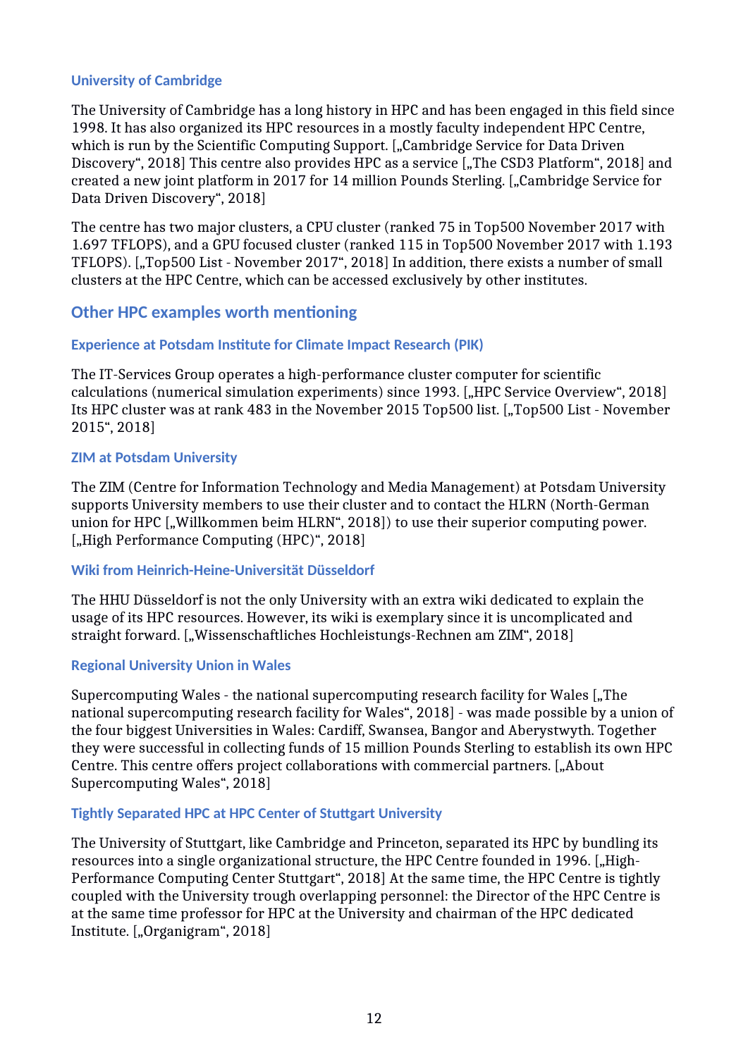### University of Cambridge

The University of Cambridge has a long history in HPC and has been engaged in this field since 1998. It has also organized its HPC resources in a mostly faculty independent HPC Centre, which is run by the Scientific Computing Support. [„Cambridge Service for Data Driven Discovery", 2018] This centre also provides HPC as a service [„The CSD3 Platform", 2018] and created a new joint platform in 2017 for 14 million Pounds Sterling. [„Cambridge Service for Data Driven Discovery", 2018]

The centre has two major clusters, a CPU cluster (ranked 75 in Top500 November 2017 with 1.697 TFLOPS), and a GPU focused cluster (ranked 115 in Top500 November 2017 with 1.193 TFLOPS). [„Top500 List - November 2017", 2018] In addition, there exists a number of small clusters at the HPC Centre, which can be accessed exclusively by other institutes.

## Other HPC examples worth mentioning

### Experience at Potsdam Institute for Climate Impact Research (PIK)

The IT-Services Group operates a high-performance cluster computer for scientific calculations (numerical simulation experiments) since 1993. [„HPC Service Overview", 2018] Its HPC cluster was at rank 483 in the November 2015 Top500 list. [„Top500 List - November 2015", 2018]

### ZIM at Potsdam University

The ZIM (Centre for Information Technology and Media Management) at Potsdam University supports University members to use their cluster and to contact the HLRN (North-German union for HPC [„Willkommen beim HLRN", 2018]) to use their superior computing power. [„High Performance Computing (HPC)", 2018]

### Wiki from Heinrich-Heine-Universität Düsseldorf

The HHU Düsseldorf is not the only University with an extra wiki dedicated to explain the usage of its HPC resources. However, its wiki is exemplary since it is uncomplicated and straight forward. [„Wissenschaftliches Hochleistungs-Rechnen am ZIM", 2018]

### Regional University Union in Wales

Supercomputing Wales - the national supercomputing research facility for Wales [„The national supercomputing research facility for Wales", 2018] - was made possible by a union of the four biggest Universities in Wales: Cardiff, Swansea, Bangor and Aberystwyth. Together they were successful in collecting funds of 15 million Pounds Sterling to establish its own HPC Centre. This centre offers project collaborations with commercial partners. [„About Supercomputing Wales", 2018]

### Tightly Separated HPC at HPC Center of Stuttgart University

The University of Stuttgart, like Cambridge and Princeton, separated its HPC by bundling its resources into a single organizational structure, the HPC Centre founded in 1996. [„High-Performance Computing Center Stuttgart", 2018] At the same time, the HPC Centre is tightly coupled with the University trough overlapping personnel: the Director of the HPC Centre is at the same time professor for HPC at the University and chairman of the HPC dedicated Institute. [„Organigram", 2018]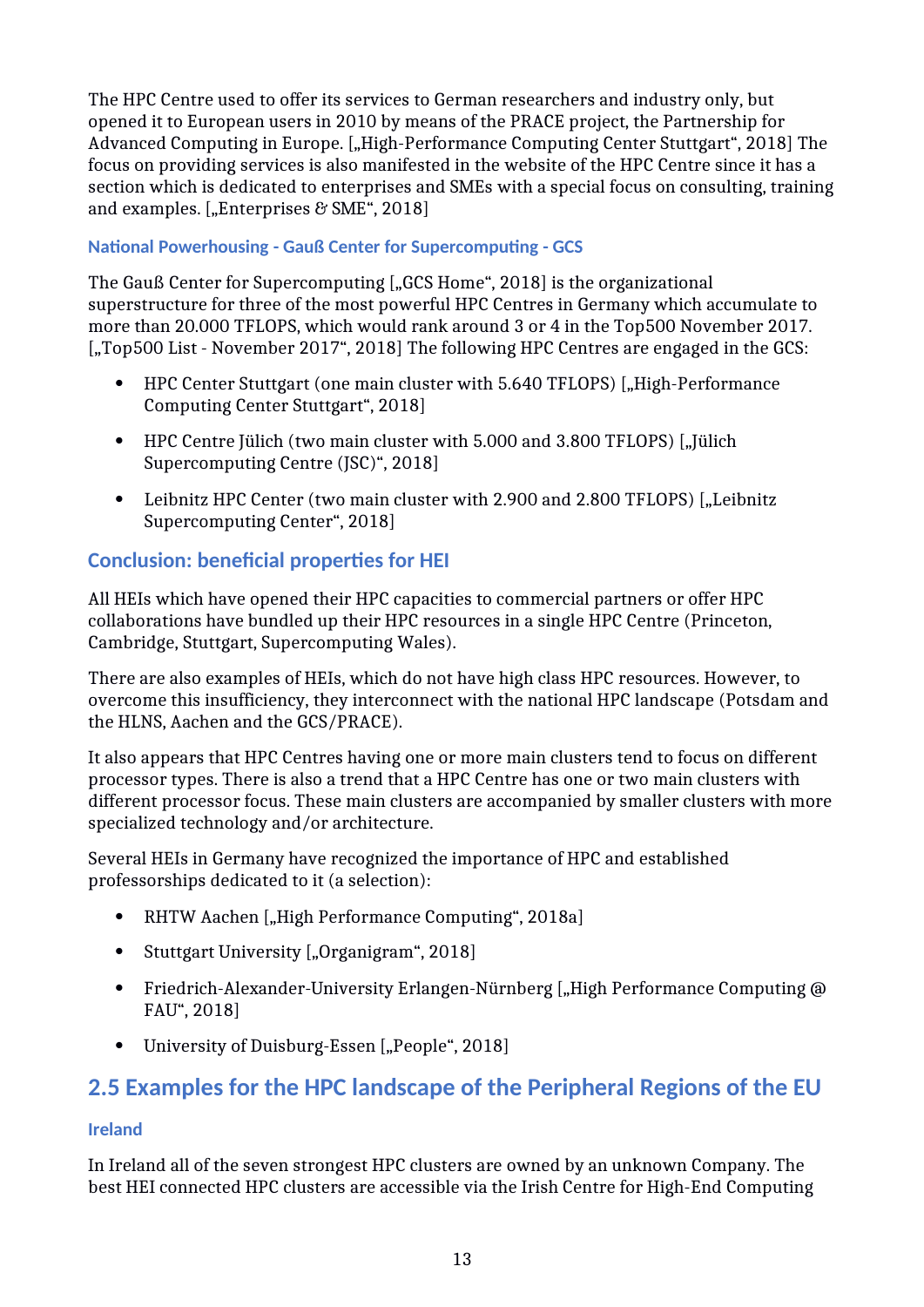The HPC Centre used to offer its services to German researchers and industry only, but opened it to European users in 2010 by means of the PRACE project, the Partnership for Advanced Computing in Europe. [„High-Performance Computing Center Stuttgart", 2018] The focus on providing services is also manifested in the website of the HPC Centre since it has a section which is dedicated to enterprises and SMEs with a special focus on consulting, training and examples. [„Enterprises & SME", 2018]

#### National Powerhousing - Gauß Center for Supercomputing - GCS

The Gauß Center for Supercomputing [„GCS Home", 2018] is the organizational superstructure for three of the most powerful HPC Centres in Germany which accumulate to more than 20.000 TFLOPS, which would rank around 3 or 4 in the Top500 November 2017. [„Top500 List - November 2017", 2018] The following HPC Centres are engaged in the GCS:

- HPC Center Stuttgart (one main cluster with 5.640 TFLOPS) [„High-Performance Computing Center Stuttgart", 2018]
- HPC Centre Jülich (two main cluster with 5.000 and 3.800 TFLOPS) [„Jülich Supercomputing Centre (JSC)", 2018]
- Leibnitz HPC Center (two main cluster with 2.900 and 2.800 TFLOPS) [„Leibnitz Supercomputing Center", 2018]

### Conclusion: beneficial properties for HEI

All HEIs which have opened their HPC capacities to commercial partners or offer HPC collaborations have bundled up their HPC resources in a single HPC Centre (Princeton, Cambridge, Stuttgart, Supercomputing Wales).

There are also examples of HEIs, which do not have high class HPC resources. However, to overcome this insufficiency, they interconnect with the national HPC landscape (Potsdam and the HLNS, Aachen and the GCS/PRACE).

It also appears that HPC Centres having one or more main clusters tend to focus on different processor types. There is also a trend that a HPC Centre has one or two main clusters with different processor focus. These main clusters are accompanied by smaller clusters with more specialized technology and/or architecture.

Several HEIs in Germany have recognized the importance of HPC and established professorships dedicated to it (a selection):

- RHTW Aachen [„High Performance Computing", 2018a]
- Stuttgart University [„Organigram", 2018]
- Friedrich-Alexander-University Erlangen-Nürnberg [„High Performance Computing @ FAU", 2018]
- University of Duisburg-Essen [„People", 2018]

## 2.5 Examples for the HPC landscape of the Peripheral Regions of the EU

#### Ireland

In Ireland all of the seven strongest HPC clusters are owned by an unknown Company. The best HEI connected HPC clusters are accessible via the Irish Centre for High-End Computing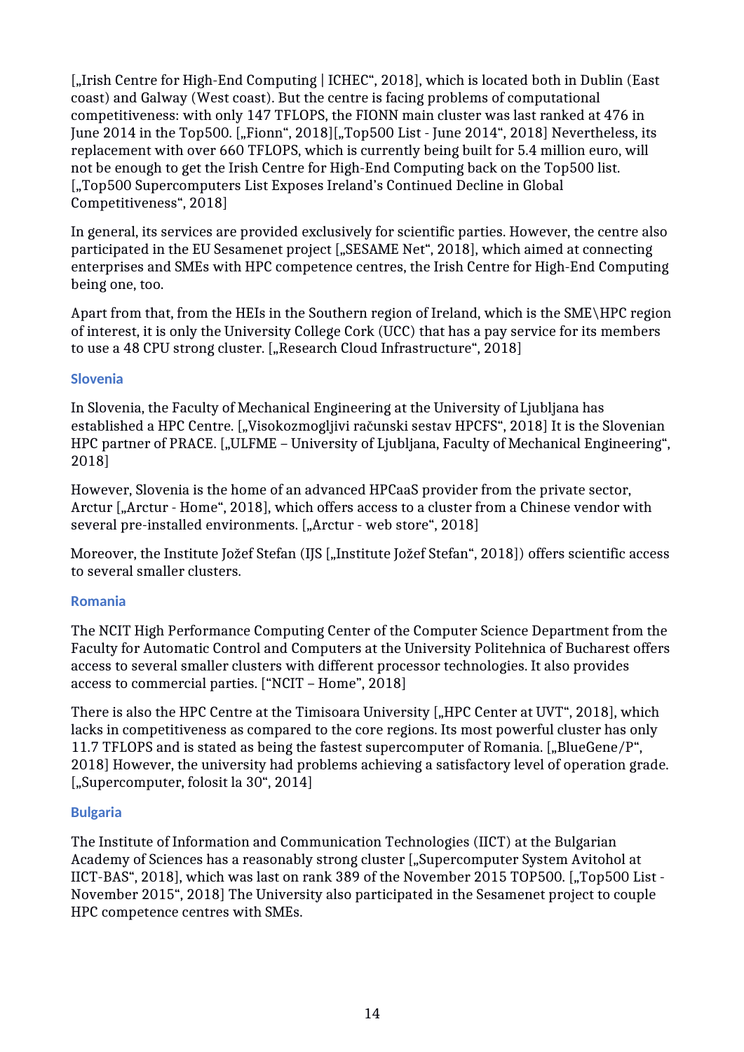[„Irish Centre for High-End Computing | ICHEC“, 2018], which is located both in Dublin (East coast) and Galway (West coast). But the centre is facing problems of computational competitiveness: with only 147 TFLOPS, the FIONN main cluster was last ranked at 476 in June 2014 in the Top500. [„Fionn“, 2018][„Top500 List - June 2014“, 2018] Nevertheless, its replacement with over 660 TFLOPS, which is currently being built for 5.4 million euro, will not be enough to get the Irish Centre for High-End Computing back on the Top500 list. [„Top500 Supercomputers List Exposes Ireland's Continued Decline in Global Competitiveness“, 2018]

In general, its services are provided exclusively for scientific parties. However, the centre also participated in the EU Sesamenet project [„SESAME Net“, 2018], which aimed at connecting enterprises and SMEs with HPC competence centres, the Irish Centre for High-End Computing being one, too.

Apart from that, from the HEIs in the Southern region of Ireland, which is the SME\HPC region of interest, it is only the University College Cork (UCC) that has a pay service for its members to use a 48 CPU strong cluster. [„Research Cloud Infrastructure“, 2018]

### Slovenia

In Slovenia, the Faculty of Mechanical Engineering at the University of Ljubljana has established a HPC Centre. [„Visokozmogljivi računski sestav HPCFS“, 2018] It is the Slovenian HPC partner of PRACE. [„ULFME – University of Ljubljana, Faculty of Mechanical Engineering“, 2018]

However, Slovenia is the home of an advanced HPCaaS provider from the private sector, Arctur [„Arctur - Home“, 2018], which offers access to a cluster from a Chinese vendor with several pre-installed environments. [„Arctur - web store“, 2018]

Moreover, the Institute Jožef Stefan (IJS [„Institute Jožef Stefan“, 2018]) offers scientific access to several smaller clusters.

### Romania

The NCIT High Performance Computing Center of the Computer Science Department from the Faculty for Automatic Control and Computers at the University Politehnica of Bucharest offers access to several smaller clusters with different processor technologies. It also provides access to commercial parties. ["NCIT – Home", 2018]

There is also the HPC Centre at the Timisoara University [„HPC Center at UVT“, 2018], which lacks in competitiveness as compared to the core regions. Its most powerful cluster has only 11.7 TFLOPS and is stated as being the fastest supercomputer of Romania. [„BlueGene/P“, 2018] However, the university had problems achieving a satisfactory level of operation grade. [„Supercomputer, folosit la 30“, 2014]

### Bulgaria

The Institute of Information and Communication Technologies (IICT) at the Bulgarian Academy of Sciences has a reasonably strong cluster [„Supercomputer System Avitohol at IICT-BAS“, 2018], which was last on rank 389 of the November 2015 TOP500. [„Top500 List - November 2015“, 2018] The University also participated in the Sesamenet project to couple HPC competence centres with SMEs.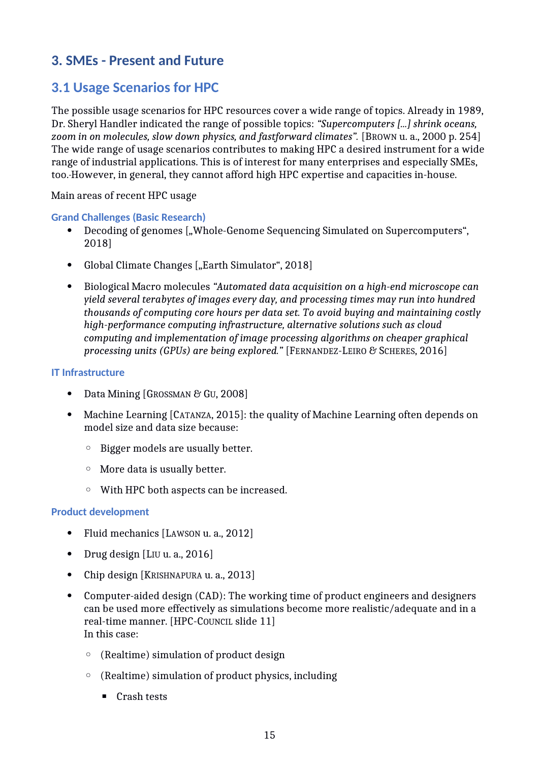# 3. SMEs - Present and Future

## 3.1 Usage Scenarios for HPC

The possible usage scenarios for HPC resources cover a wide range of topics. Already in 1989, Dr. Sheryl Handler indicated the range of possible topics: *"Supercomputers [...] shrink oceans, zoom in on molecules, slow down physics, and fastforward climates".* [Brown u. a., 2000 p. 254] The wide range of usage scenarios contributes to making HPC a desired instrument for a wide range of industrial applications. This is of interest for many enterprises and especially SMEs, too.-However, in general, they cannot afford high HPC expertise and capacities in-house.

Main areas of recent HPC usage

#### Grand Challenges (Basic Research)

- Decoding of genomes [„Whole-Genome Sequencing Simulated on Supercomputers", 2018]
- Global Climate Changes [„Earth Simulator", 2018]
- Biological Macro molecules *"Automated data acquisition on a high-end microscope can yield several terabytes of images every day, and processing times may run into hundred thousands of computing core hours per data set. To avoid buying and maintaining costly high-performance computing infrastructure, alternative solutions such as cloud computing and implementation of image processing algorithms on cheaper graphical processing units (GPUs) are being explored."* [Fernandez-Leiro & Scheres, 2016]

#### IT Infrastructure

- Data Mining [Grossman & Gu, 2008]
- Machine Learning [Catanza, 2015]: the quality of Machine Learning often depends on model size and data size because:
  - Bigger models are usually better.
  - More data is usually better.
  - With HPC both aspects can be increased.

#### Product development

- Fluid mechanics [Lawson u. a., 2012]
- Drug design [Liu u. a., 2016]
- Chip design [Krishnapura u. a., 2013]
- Computer-aided design (CAD): The working time of product engineers and designers can be used more effectively as simulations become more realistic/adequate and in a real-time manner. [HPC-Council slide 11]  
  In this case:
  - (Realtime) simulation of product design
  - (Realtime) simulation of product physics, including
    - Crash tests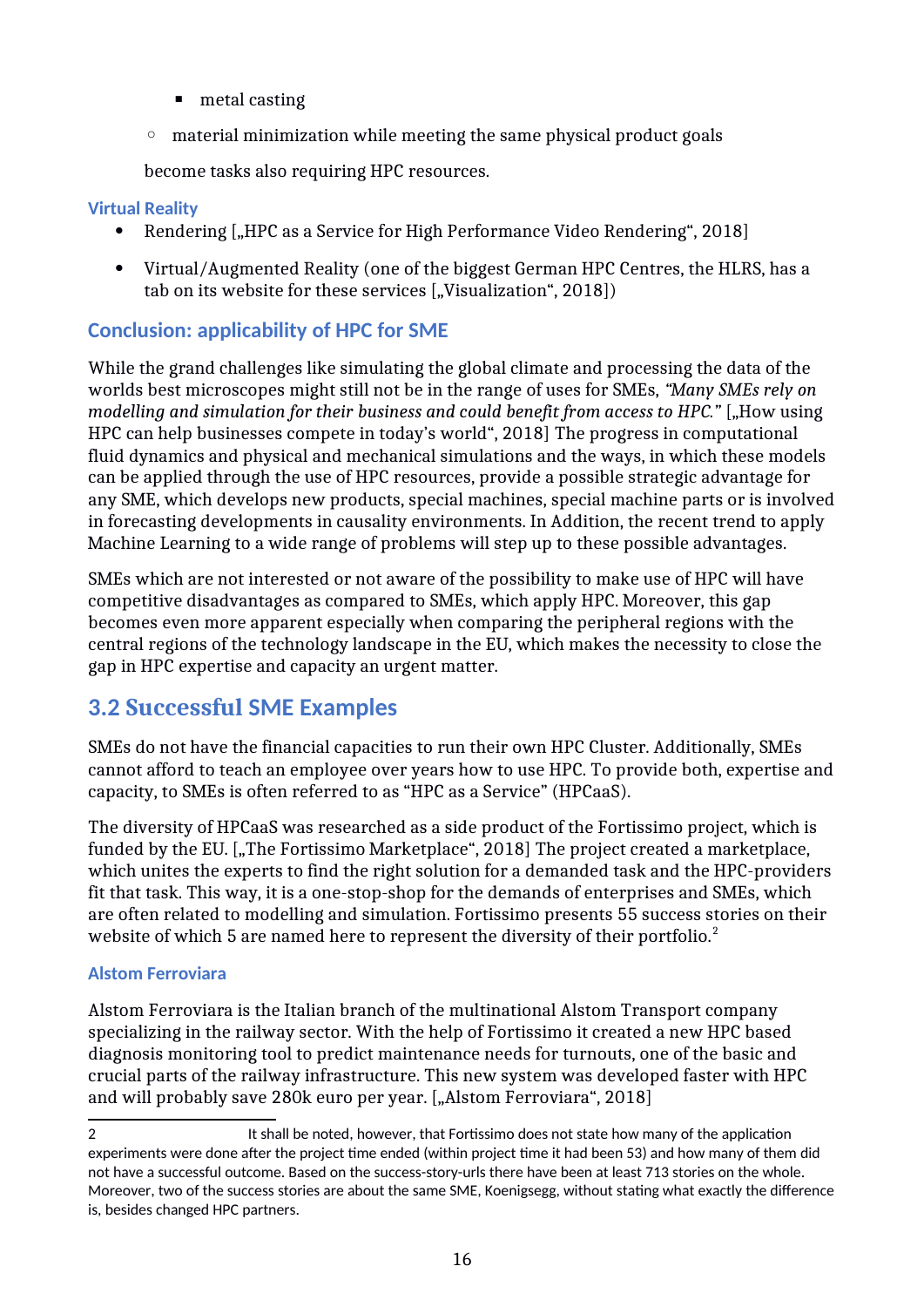- metal casting
  - material minimization while meeting the same physical product goals

  become tasks also requiring HPC resources.

### Virtual Reality

- Rendering [„HPC as a Service for High Performance Video Rendering“, 2018]
- Virtual/Augmented Reality (one of the biggest German HPC Centres, the HLRS, has a tab on its website for these services [„Visualization“, 2018])

### Conclusion: applicability of HPC for SME

While the grand challenges like simulating the global climate and processing the data of the worlds best microscopes might still not be in the range of uses for SMEs, *"Many SMEs rely on modelling and simulation for their business and could benefit from access to HPC."* [„How using HPC can help businesses compete in today's world“, 2018] The progress in computational fluid dynamics and physical and mechanical simulations and the ways, in which these models can be applied through the use of HPC resources, provide a possible strategic advantage for any SME, which develops new products, special machines, special machine parts or is involved in forecasting developments in causality environments. In Addition, the recent trend to apply Machine Learning to a wide range of problems will step up to these possible advantages.

SMEs which are not interested or not aware of the possibility to make use of HPC will have competitive disadvantages as compared to SMEs, which apply HPC. Moreover, this gap becomes even more apparent especially when comparing the peripheral regions with the central regions of the technology landscape in the EU, which makes the necessity to close the gap in HPC expertise and capacity an urgent matter.

## 3.2 Successful SME Examples

SMEs do not have the financial capacities to run their own HPC Cluster. Additionally, SMEs cannot afford to teach an employee over years how to use HPC. To provide both, expertise and capacity, to SMEs is often referred to as "HPC as a Service" (HPCaaS).

The diversity of HPCaaS was researched as a side product of the Fortissimo project, which is funded by the EU. [„The Fortissimo Marketplace“, 2018] The project created a marketplace, which unites the experts to find the right solution for a demanded task and the HPC-providers fit that task. This way, it is a one-stop-shop for the demands of enterprises and SMEs, which are often related to modelling and simulation. Fortissimo presents 55 success stories on their website of which 5 are named here to represent the diversity of their portfolio.[2]

### Alstom Ferroviara

Alstom Ferroviara is the Italian branch of the multinational Alstom Transport company specializing in the railway sector. With the help of Fortissimo it created a new HPC based diagnosis monitoring tool to predict maintenance needs for turnouts, one of the basic and crucial parts of the railway infrastructure. This new system was developed faster with HPC and will probably save 280k euro per year. [„Alstom Ferroviara“, 2018]

---

2 It shall be noted, however, that Fortissimo does not state how many of the application experiments were done after the project time ended (within project time it had been 53) and how many of them did not have a successful outcome. Based on the success-story-urls there have been at least 713 stories on the whole. Moreover, two of the success stories are about the same SME, Koenigsegg, without stating what exactly the difference is, besides changed HPC partners.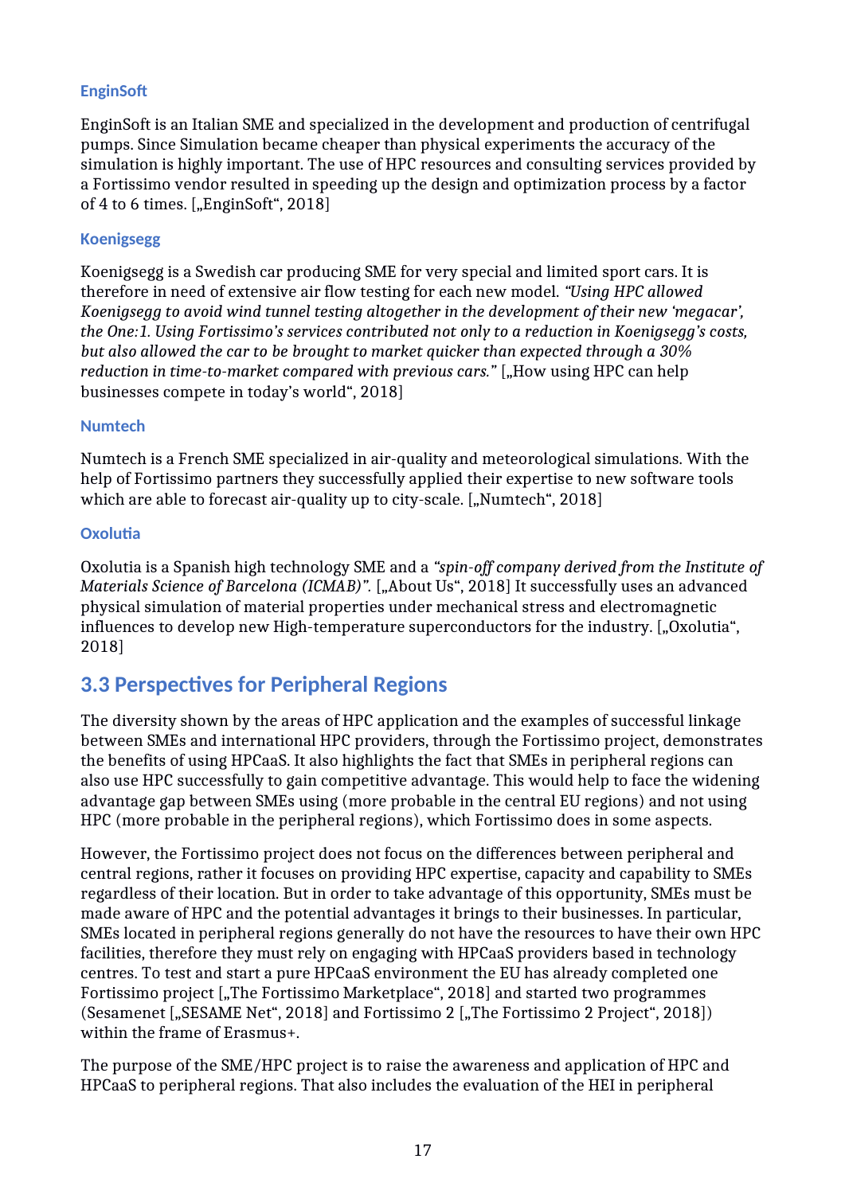#### EnginSoft

EnginSoft is an Italian SME and specialized in the development and production of centrifugal pumps. Since Simulation became cheaper than physical experiments the accuracy of the simulation is highly important. The use of HPC resources and consulting services provided by a Fortissimo vendor resulted in speeding up the design and optimization process by a factor of 4 to 6 times. [„EnginSoft“, 2018]

#### Koenigsegg

Koenigsegg is a Swedish car producing SME for very special and limited sport cars. It is therefore in need of extensive air flow testing for each new model. *“Using HPC allowed Koenigsegg to avoid wind tunnel testing altogether in the development of their new ‘megacar’, the One:1. Using Fortissimo’s services contributed not only to a reduction in Koenigsegg’s costs, but also allowed the car to be brought to market quicker than expected through a 30% reduction in time-to-market compared with previous cars.”* [„How using HPC can help businesses compete in today’s world“, 2018]

#### Numtech

Numtech is a French SME specialized in air-quality and meteorological simulations. With the help of Fortissimo partners they successfully applied their expertise to new software tools which are able to forecast air-quality up to city-scale. [„Numtech“, 2018]

#### Oxolutia

Oxolutia is a Spanish high technology SME and a *“spin-off company derived from the Institute of Materials Science of Barcelona (ICMAB)”.* [„About Us“, 2018] It successfully uses an advanced physical simulation of material properties under mechanical stress and electromagnetic influences to develop new High-temperature superconductors for the industry. [„Oxolutia“, 2018]

## 3.3 Perspectives for Peripheral Regions

The diversity shown by the areas of HPC application and the examples of successful linkage between SMEs and international HPC providers, through the Fortissimo project, demonstrates the benefits of using HPCaaS. It also highlights the fact that SMEs in peripheral regions can also use HPC successfully to gain competitive advantage. This would help to face the widening advantage gap between SMEs using (more probable in the central EU regions) and not using HPC (more probable in the peripheral regions), which Fortissimo does in some aspects.

However, the Fortissimo project does not focus on the differences between peripheral and central regions, rather it focuses on providing HPC expertise, capacity and capability to SMEs regardless of their location. But in order to take advantage of this opportunity, SMEs must be made aware of HPC and the potential advantages it brings to their businesses. In particular, SMEs located in peripheral regions generally do not have the resources to have their own HPC facilities, therefore they must rely on engaging with HPCaaS providers based in technology centres. To test and start a pure HPCaaS environment the EU has already completed one Fortissimo project [„The Fortissimo Marketplace“, 2018] and started two programmes (Sesamenet [„SESAME Net“, 2018] and Fortissimo 2 [„The Fortissimo 2 Project“, 2018]) within the frame of Erasmus+.

The purpose of the SME/HPC project is to raise the awareness and application of HPC and HPCaaS to peripheral regions. That also includes the evaluation of the HEI in peripheral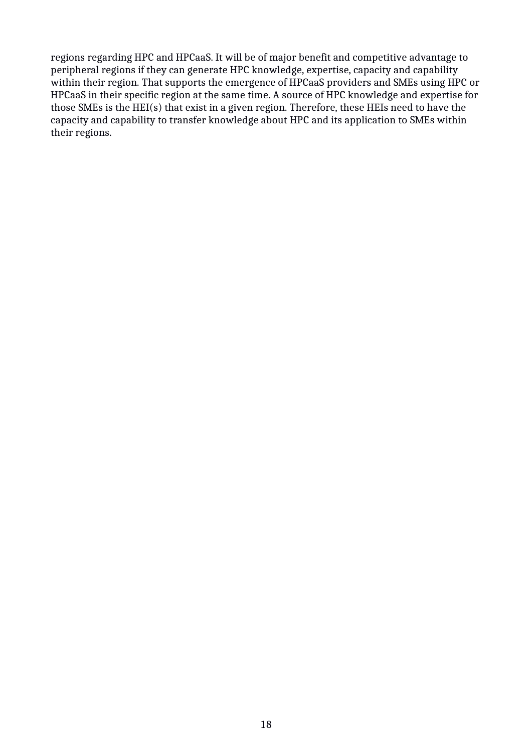regions regarding HPC and HPCaaS. It will be of major benefit and competitive advantage to peripheral regions if they can generate HPC knowledge, expertise, capacity and capability within their region. That supports the emergence of HPCaaS providers and SMEs using HPC or HPCaaS in their specific region at the same time. A source of HPC knowledge and expertise for those SMEs is the HEI(s) that exist in a given region. Therefore, these HEIs need to have the capacity and capability to transfer knowledge about HPC and its application to SMEs within their regions.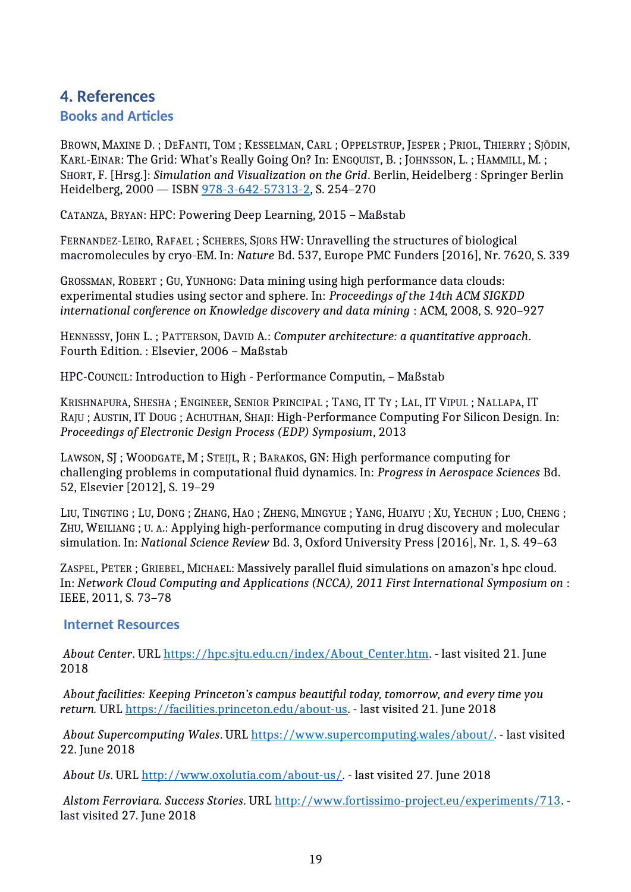## 4. References

### Books and Articles

Brown, Maxine D. ; DeFanti, Tom ; Kesselman, Carl ; Oppelstrup, Jesper ; Priol, Thierry ; Sjödin, Karl-Einar: The Grid: What's Really Going On? In: Engquist, B. ; Johnsson, L. ; Hammill, M. ; Short, F. [Hrsg.]: *Simulation and Visualization on the Grid*. Berlin, Heidelberg : Springer Berlin Heidelberg, 2000 — ISBN [978-3-642-57313-2](978-3-642-57313-2), S. 254–270

Catanza, Bryan: HPC: Powering Deep Learning, 2015 – Maßstab

Fernandez-Leiro, Rafael ; Scheres, Sjors HW: Unravelling the structures of biological macromolecules by cryo-EM. In: *Nature* Bd. 537, Europe PMC Funders [2016], Nr. 7620, S. 339

Grossman, Robert ; Gu, Yunhong: Data mining using high performance data clouds: experimental studies using sector and sphere. In: *Proceedings of the 14th ACM SIGKDD international conference on Knowledge discovery and data mining* : ACM, 2008, S. 920–927

Hennessy, John L. ; Patterson, David A.: *Computer architecture: a quantitative approach*. Fourth Edition. : Elsevier, 2006 – Maßstab

HPC-Council: Introduction to High - Performance Computin, – Maßstab

Krishnapura, Shesha ; Engineer, Senior Principal ; Tang, IT Ty ; Lal, IT Vipul ; Nallapa, IT Raju ; Austin, IT Doug ; Achuthan, Shaji: High-Performance Computing For Silicon Design. In: *Proceedings of Electronic Design Process (EDP) Symposium*, 2013

Lawson, SJ ; Woodgate, M ; Steijl, R ; Barakos, GN: High performance computing for challenging problems in computational fluid dynamics. In: *Progress in Aerospace Sciences* Bd. 52, Elsevier [2012], S. 19–29

Liu, Tingting ; Lu, Dong ; Zhang, Hao ; Zheng, Mingyue ; Yang, Huaiyu ; Xu, Yechun ; Luo, Cheng ; Zhu, Weiliang ; u. a.: Applying high-performance computing in drug discovery and molecular simulation. In: *National Science Review* Bd. 3, Oxford University Press [2016], Nr. 1, S. 49–63

Zaspel, Peter ; Griebel, Michael: Massively parallel fluid simulations on amazon's hpc cloud. In: *Network Cloud Computing and Applications (NCCA), 2011 First International Symposium on* : IEEE, 2011, S. 73–78

### Internet Resources

*About Center*. URL [https://hpc.sjtu.edu.cn/index/About_Center.htm](https://hpc.sjtu.edu.cn/index/About_Center.htm). - last visited 21. June 2018

*About facilities: Keeping Princeton's campus beautiful today, tomorrow, and every time you return.* URL [https://facilities.princeton.edu/about-us](https://facilities.princeton.edu/about-us). - last visited 21. June 2018

*About Supercomputing Wales*. URL [https://www.supercomputing.wales/about/](https://www.supercomputing.wales/about/). - last visited 22. June 2018

*About Us*. URL [http://www.oxolutia.com/about-us/](http://www.oxolutia.com/about-us/). - last visited 27. June 2018

*Alstom Ferroviara. Success Stories*. URL [http://www.fortissimo-project.eu/experiments/713](http://www.fortissimo-project.eu/experiments/713). - last visited 27. June 2018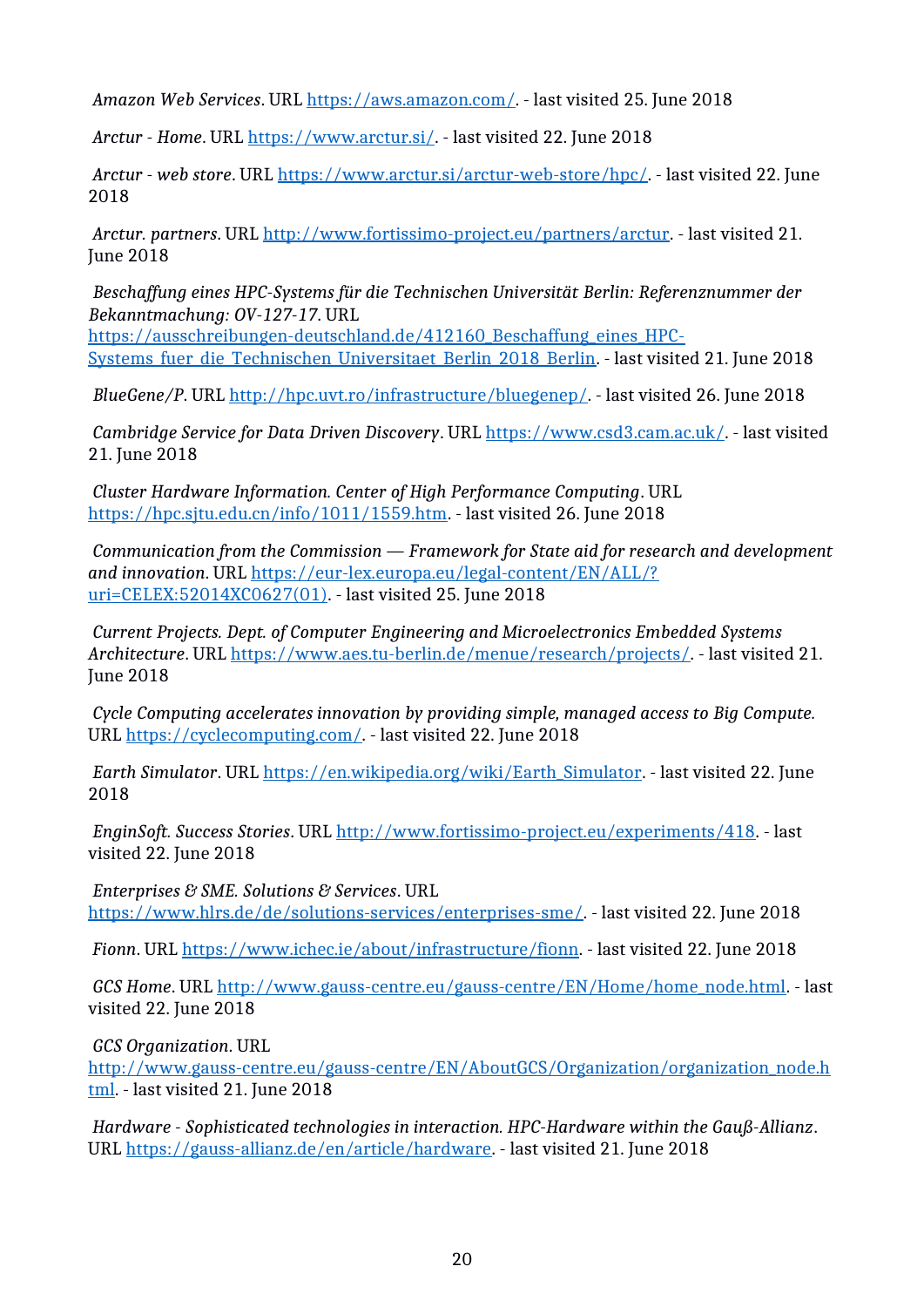*Amazon Web Services*. URL https://aws.amazon.com/. - last visited 25. June 2018

*Arctur - Home*. URL https://www.arctur.si/. - last visited 22. June 2018

*Arctur - web store*. URL https://www.arctur.si/arctur-web-store/hpc/. - last visited 22. June 2018

*Arctur. partners*. URL http://www.fortissimo-project.eu/partners/arctur. - last visited 21. June 2018

*Beschaffung eines HPC-Systems für die Technischen Universität Berlin: Referenznummer der Bekanntmachung: OV-127-17*. URL https://ausschreibungen-deutschland.de/412160_Beschaffung_eines_HPC-Systems_fuer_die_Technischen_Universitaet_Berlin_2018_Berlin. - last visited 21. June 2018

*BlueGene/P*. URL http://hpc.uvt.ro/infrastructure/bluegenep/. - last visited 26. June 2018

*Cambridge Service for Data Driven Discovery*. URL https://www.csd3.cam.ac.uk/. - last visited 21. June 2018

*Cluster Hardware Information. Center of High Performance Computing*. URL https://hpc.sjtu.edu.cn/info/1011/1559.htm. - last visited 26. June 2018

*Communication from the Commission — Framework for State aid for research and development and innovation*. URL https://eur-lex.europa.eu/legal-content/EN/ALL/?uri=CELEX:52014XC0627(01). - last visited 25. June 2018

*Current Projects. Dept. of Computer Engineering and Microelectronics Embedded Systems Architecture*. URL https://www.aes.tu-berlin.de/menue/research/projects/. - last visited 21. June 2018

*Cycle Computing accelerates innovation by providing simple, managed access to Big Compute.* URL https://cyclecomputing.com/. - last visited 22. June 2018

*Earth Simulator*. URL https://en.wikipedia.org/wiki/Earth_Simulator. - last visited 22. June 2018

*EnginSoft. Success Stories*. URL http://www.fortissimo-project.eu/experiments/418. - last visited 22. June 2018

*Enterprises & SME. Solutions & Services*. URL https://www.hlrs.de/de/solutions-services/enterprises-sme/. - last visited 22. June 2018

*Fionn*. URL https://www.ichec.ie/about/infrastructure/fionn. - last visited 22. June 2018

*GCS Home*. URL http://www.gauss-centre.eu/gauss-centre/EN/Home/home_node.html. - last visited 22. June 2018

*GCS Organization*. URL http://www.gauss-centre.eu/gauss-centre/EN/AboutGCS/Organization/organization_node.html. - last visited 21. June 2018

*Hardware - Sophisticated technologies in interaction. HPC-Hardware within the Gauß-Allianz*. URL https://gauss-allianz.de/en/article/hardware. - last visited 21. June 2018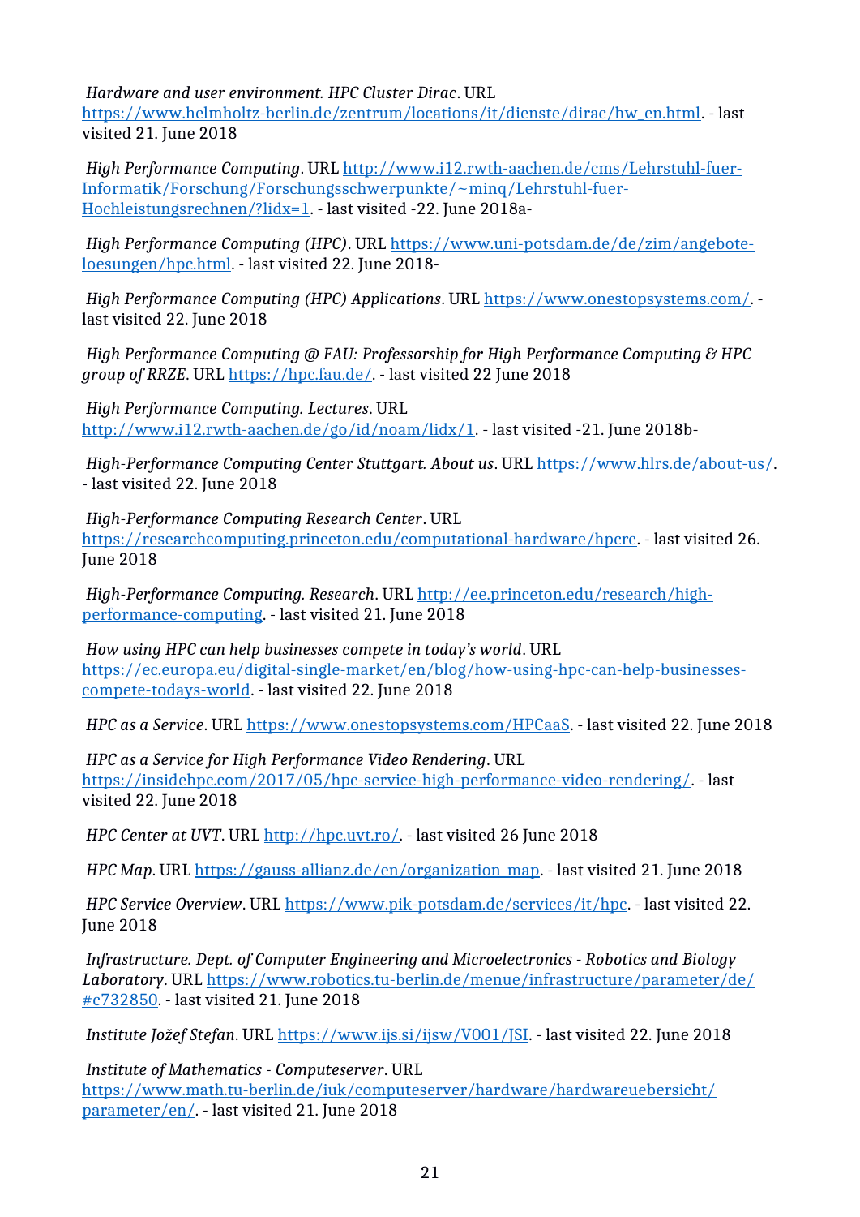*Hardware and user environment. HPC Cluster Dirac*. URL https://www.helmholtz-berlin.de/zentrum/locations/it/dienste/dirac/hw_en.html. - last visited 21. June 2018

*High Performance Computing*. URL http://www.i12.rwth-aachen.de/cms/Lehrstuhl-fuer-Informatik/Forschung/Forschungsschwerpunkte/~minq/Lehrstuhl-fuer-Hochleistungsrechnen/?lidx=1. - last visited -22. June 2018a-

*High Performance Computing (HPC)*. URL https://www.uni-potsdam.de/de/zim/angebote-loesungen/hpc.html. - last visited 22. June 2018-

*High Performance Computing (HPC) Applications*. URL https://www.onestopsystems.com/. - last visited 22. June 2018

*High Performance Computing @ FAU: Professorship for High Performance Computing & HPC group of RRZE*. URL https://hpc.fau.de/. - last visited 22 June 2018

*High Performance Computing. Lectures*. URL http://www.i12.rwth-aachen.de/go/id/noam/lidx/1. - last visited -21. June 2018b-

*High-Performance Computing Center Stuttgart. About us*. URL https://www.hlrs.de/about-us/. - last visited 22. June 2018

*High-Performance Computing Research Center*. URL https://researchcomputing.princeton.edu/computational-hardware/hpcrc. - last visited 26. June 2018

*High-Performance Computing. Research*. URL http://ee.princeton.edu/research/high-performance-computing. - last visited 21. June 2018

*How using HPC can help businesses compete in today's world*. URL https://ec.europa.eu/digital-single-market/en/blog/how-using-hpc-can-help-businesses-compete-todays-world. - last visited 22. June 2018

*HPC as a Service*. URL https://www.onestopsystems.com/HPCaaS. - last visited 22. June 2018

*HPC as a Service for High Performance Video Rendering*. URL https://insidehpc.com/2017/05/hpc-service-high-performance-video-rendering/. - last visited 22. June 2018

*HPC Center at UVT*. URL http://hpc.uvt.ro/. - last visited 26 June 2018

*HPC Map*. URL https://gauss-allianz.de/en/organization_map. - last visited 21. June 2018

*HPC Service Overview*. URL https://www.pik-potsdam.de/services/it/hpc. - last visited 22. June 2018

*Infrastructure. Dept. of Computer Engineering and Microelectronics - Robotics and Biology Laboratory*. URL https://www.robotics.tu-berlin.de/menue/infrastructure/parameter/de/#c732850. - last visited 21. June 2018

*Institute Jožef Stefan*. URL https://www.ijs.si/ijsw/V001/JSI. - last visited 22. June 2018

*Institute of Mathematics - Computeserver*. URL https://www.math.tu-berlin.de/iuk/computeserver/hardware/hardwareuebersicht/parameter/en/. - last visited 21. June 2018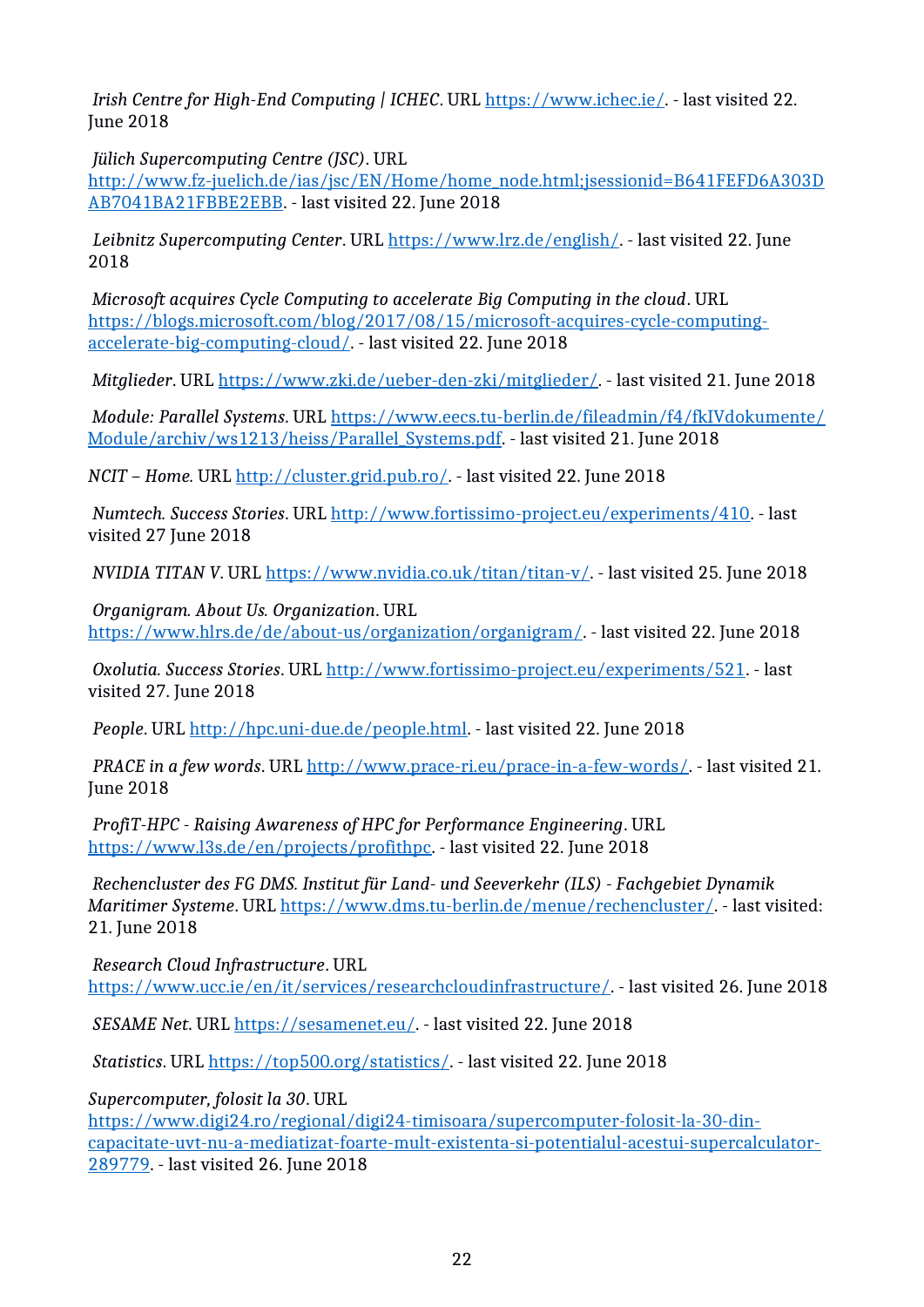*Irish Centre for High-End Computing | ICHEC*. URL https://www.ichec.ie/. - last visited 22. June 2018

*Jülich Supercomputing Centre (JSC)*. URL http://www.fz-juelich.de/ias/jsc/EN/Home/home_node.html;jsessionid=B641FEFD6A303DAB7041BA21FBBE2EBB. - last visited 22. June 2018

*Leibnitz Supercomputing Center*. URL https://www.lrz.de/english/. - last visited 22. June 2018

*Microsoft acquires Cycle Computing to accelerate Big Computing in the cloud*. URL https://blogs.microsoft.com/blog/2017/08/15/microsoft-acquires-cycle-computing-accelerate-big-computing-cloud/. - last visited 22. June 2018

*Mitglieder*. URL https://www.zki.de/ueber-den-zki/mitglieder/. - last visited 21. June 2018

*Module: Parallel Systems*. URL https://www.eecs.tu-berlin.de/fileadmin/f4/fkIVdokumente/Module/archiv/ws1213/heiss/Parallel_Systems.pdf. - last visited 21. June 2018

*NCIT – Home*. URL http://cluster.grid.pub.ro/. - last visited 22. June 2018

*Numtech. Success Stories*. URL http://www.fortissimo-project.eu/experiments/410. - last visited 27 June 2018

*NVIDIA TITAN V*. URL https://www.nvidia.co.uk/titan/titan-v/. - last visited 25. June 2018

*Organigram. About Us. Organization*. URL https://www.hlrs.de/de/about-us/organization/organigram/. - last visited 22. June 2018

*Oxolutia. Success Stories*. URL http://www.fortissimo-project.eu/experiments/521. - last visited 27. June 2018

*People*. URL http://hpc.uni-due.de/people.html. - last visited 22. June 2018

*PRACE in a few words*. URL http://www.prace-ri.eu/prace-in-a-few-words/. - last visited 21. June 2018

*ProfiT-HPC - Raising Awareness of HPC for Performance Engineering*. URL https://www.l3s.de/en/projects/profithpc. - last visited 22. June 2018

*Rechencluster des FG DMS. Institut für Land- und Seeverkehr (ILS) - Fachgebiet Dynamik Maritimer Systeme*. URL https://www.dms.tu-berlin.de/menue/rechencluster/. - last visited: 21. June 2018

*Research Cloud Infrastructure*. URL https://www.ucc.ie/en/it/services/researchcloudinfrastructure/. - last visited 26. June 2018

*SESAME Net*. URL https://sesamenet.eu/. - last visited 22. June 2018

*Statistics*. URL https://top500.org/statistics/. - last visited 22. June 2018

*Supercomputer, folosit la 30*. URL https://www.digi24.ro/regional/digi24-timisoara/supercomputer-folosit-la-30-din-capacitate-uvt-nu-a-mediatizat-foarte-mult-existenta-si-potentialul-acestui-supercalculator-289779. - last visited 26. June 2018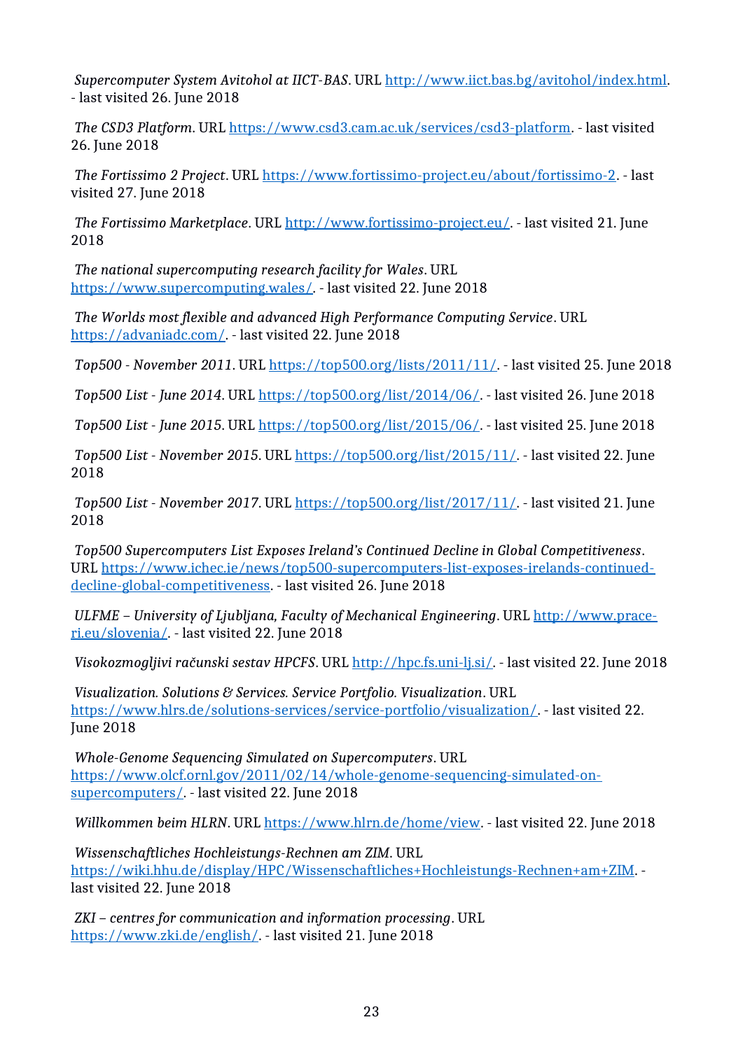*Supercomputer System Avitohol at IICT-BAS*. URL http://www.iict.bas.bg/avitohol/index.html. - last visited 26. June 2018

*The CSD3 Platform*. URL https://www.csd3.cam.ac.uk/services/csd3-platform. - last visited 26. June 2018

*The Fortissimo 2 Project*. URL https://www.fortissimo-project.eu/about/fortissimo-2. - last visited 27. June 2018

*The Fortissimo Marketplace*. URL http://www.fortissimo-project.eu/. - last visited 21. June 2018

*The national supercomputing research facility for Wales*. URL https://www.supercomputing.wales/. - last visited 22. June 2018

*The Worlds most flexible and advanced High Performance Computing Service*. URL https://advaniadc.com/. - last visited 22. June 2018

*Top500 - November 2011*. URL https://top500.org/lists/2011/11/. - last visited 25. June 2018

*Top500 List - June 2014*. URL https://top500.org/list/2014/06/. - last visited 26. June 2018

*Top500 List - June 2015*. URL https://top500.org/list/2015/06/. - last visited 25. June 2018

*Top500 List - November 2015*. URL https://top500.org/list/2015/11/. - last visited 22. June 2018

*Top500 List - November 2017*. URL https://top500.org/list/2017/11/. - last visited 21. June 2018

*Top500 Supercomputers List Exposes Ireland's Continued Decline in Global Competitiveness*. URL https://www.ichec.ie/news/top500-supercomputers-list-exposes-irelands-continued-decline-global-competitiveness. - last visited 26. June 2018

*ULFME – University of Ljubljana, Faculty of Mechanical Engineering*. URL http://www.prace-ri.eu/slovenia/. - last visited 22. June 2018

*Visokozmogljivi računski sestav HPCFS*. URL http://hpc.fs.uni-lj.si/. - last visited 22. June 2018

*Visualization. Solutions & Services. Service Portfolio. Visualization*. URL https://www.hlrs.de/solutions-services/service-portfolio/visualization/. - last visited 22. June 2018

*Whole-Genome Sequencing Simulated on Supercomputers*. URL https://www.olcf.ornl.gov/2011/02/14/whole-genome-sequencing-simulated-on-supercomputers/. - last visited 22. June 2018

*Willkommen beim HLRN*. URL https://www.hlrn.de/home/view. - last visited 22. June 2018

*Wissenschaftliches Hochleistungs-Rechnen am ZIM*. URL https://wiki.hhu.de/display/HPC/Wissenschaftliches+Hochleistungs-Rechnen+am+ZIM. - last visited 22. June 2018

*ZKI – centres for communication and information processing*. URL https://www.zki.de/english/. - last visited 21. June 2018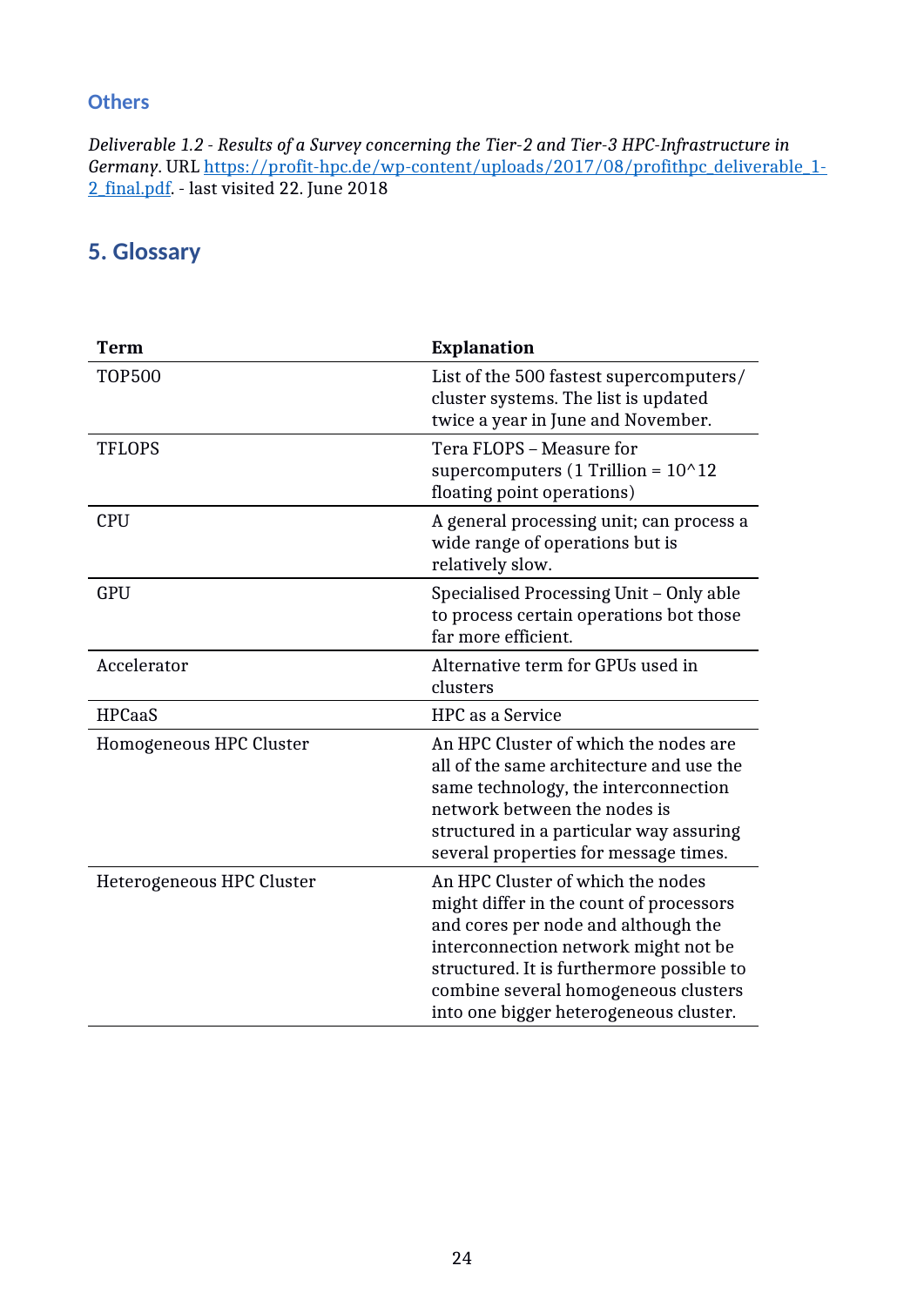### Others

*Deliverable 1.2 - Results of a Survey concerning the Tier-2 and Tier-3 HPC-Infrastructure in Germany*. URL https://profit-hpc.de/wp-content/uploads/2017/08/profithpc_deliverable_1-2_final.pdf. - last visited 22. June 2018

## 5. Glossary

| Term | Explanation |
|---|---|
| TOP500 | List of the 500 fastest supercomputers/ cluster systems. The list is updated twice a year in June and November. |
| TFLOPS | Tera FLOPS – Measure for supercomputers (1 Trillion = 10^12 floating point operations) |
| CPU | A general processing unit; can process a wide range of operations but is relatively slow. |
| GPU | Specialised Processing Unit – Only able to process certain operations bot those far more efficient. |
| Accelerator | Alternative term for GPUs used in clusters |
| HPCaaS | HPC as a Service |
| Homogeneous HPC Cluster | An HPC Cluster of which the nodes are all of the same architecture and use the same technology, the interconnection network between the nodes is structured in a particular way assuring several properties for message times. |
| Heterogeneous HPC Cluster | An HPC Cluster of which the nodes might differ in the count of processors and cores per node and although the interconnection network might not be structured. It is furthermore possible to combine several homogeneous clusters into one bigger heterogeneous cluster. |